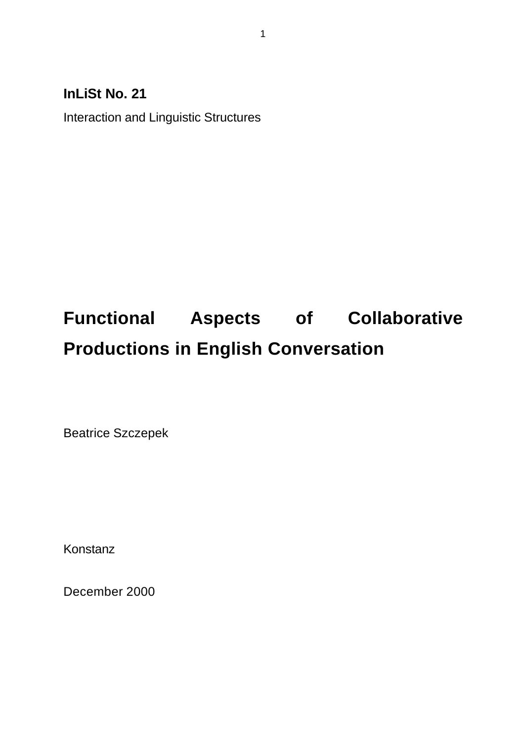**InLiSt No. 21**

Interaction and Linguistic Structures

# Functional Aspects of Collaborative Productions in English Conversation

Beatrice Szczepek

Konstanz

December 2000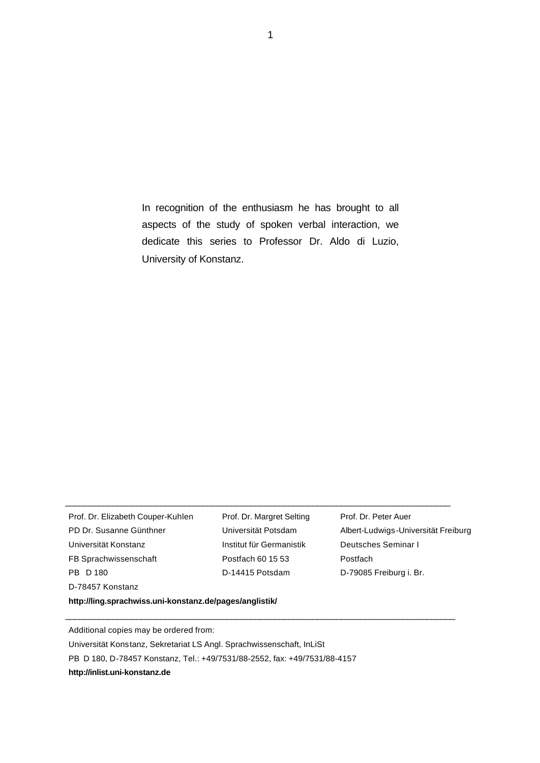In recognition of the enthusiasm he has brought to all aspects of the study of spoken verbal interaction, we dedicate this series to Professor Dr. Aldo di Luzio, University of Konstanz.

---

| | | |
|---|---|---|
| Prof. Dr. Elizabeth Couper-Kuhlen | Prof. Dr. Margret Selting | Prof. Dr. Peter Auer |
| PD Dr. Susanne Günthner | Universität Potsdam | Albert-Ludwigs-Universität Freiburg |
| Universität Konstanz | Institut für Germanistik | Deutsches Seminar I |
| FB Sprachwissenschaft | Postfach 60 15 53 | Postfach |
| PB D 180 | D-14415 Potsdam | D-79085 Freiburg i. Br. |
| D-78457 Konstanz | | |

**http://ling.sprachwiss.uni-konstanz.de/pages/anglistik/**

---

Additional copies may be ordered from:

Universität Konstanz, Sekretariat LS Angl. Sprachwissenschaft, InLiSt

PB D 180, D-78457 Konstanz, Tel.: +49/7531/88-2552, fax: +49/7531/88-4157

**http://inlist.uni-konstanz.de**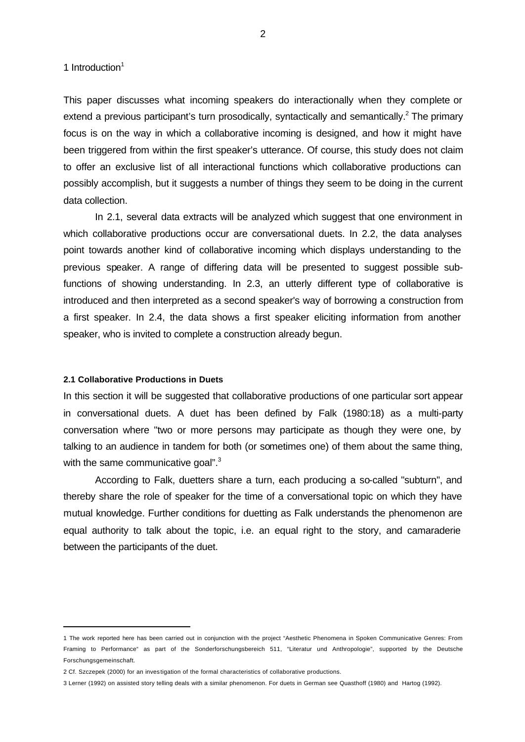1 Introduction[1]

This paper discusses what incoming speakers do interactionally when they complete or extend a previous participant's turn prosodically, syntactically and semantically.[2] The primary focus is on the way in which a collaborative incoming is designed, and how it might have been triggered from within the first speaker's utterance. Of course, this study does not claim to offer an exclusive list of all interactional functions which collaborative productions can possibly accomplish, but it suggests a number of things they seem to be doing in the current data collection.

In 2.1, several data extracts will be analyzed which suggest that one environment in which collaborative productions occur are conversational duets. In 2.2, the data analyses point towards another kind of collaborative incoming which displays understanding to the previous speaker. A range of differing data will be presented to suggest possible sub-functions of showing understanding. In 2.3, an utterly different type of collaborative is introduced and then interpreted as a second speaker's way of borrowing a construction from a first speaker. In 2.4, the data shows a first speaker eliciting information from another speaker, who is invited to complete a construction already begun.

#### 2.1 Collaborative Productions in Duets

In this section it will be suggested that collaborative productions of one particular sort appear in conversational duets. A duet has been defined by Falk (1980:18) as a multi-party conversation where "two or more persons may participate as though they were one, by talking to an audience in tandem for both (or sometimes one) of them about the same thing, with the same communicative goal".[3]

According to Falk, duetters share a turn, each producing a so-called "subturn", and thereby share the role of speaker for the time of a conversational topic on which they have mutual knowledge. Further conditions for duetting as Falk understands the phenomenon are equal authority to talk about the topic, i.e. an equal right to the story, and camaraderie between the participants of the duet.

---

1 The work reported here has been carried out in conjunction with the project "Aesthetic Phenomena in Spoken Communicative Genres: From Framing to Performance" as part of the Sonderforschungsbereich 511, "Literatur und Anthropologie", supported by the Deutsche Forschungsgemeinschaft.

2 Cf. Szczepek (2000) for an investigation of the formal characteristics of collaborative productions.

3 Lerner (1992) on assisted story telling deals with a similar phenomenon. For duets in German see Quasthoff (1980) and Hartog (1992).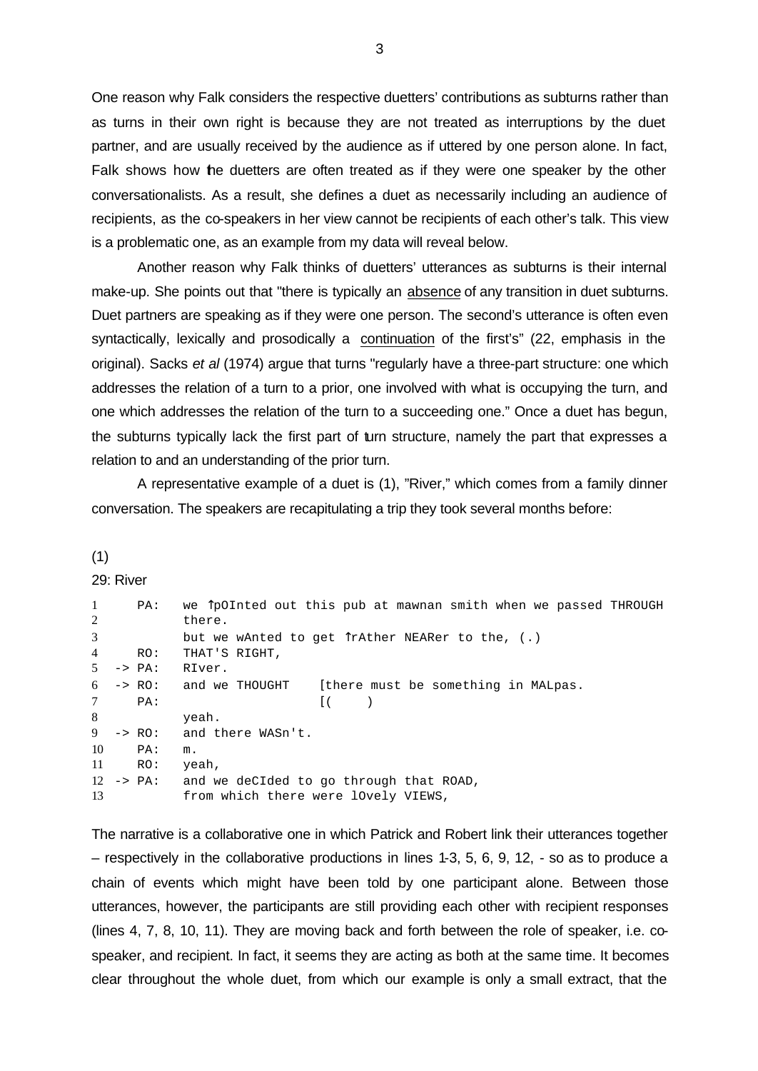One reason why Falk considers the respective duetters' contributions as subturns rather than as turns in their own right is because they are not treated as interruptions by the duet partner, and are usually received by the audience as if uttered by one person alone. In fact, Falk shows how the duetters are often treated as if they were one speaker by the other conversationalists. As a result, she defines a duet as necessarily including an audience of recipients, as the co-speakers in her view cannot be recipients of each other's talk. This view is a problematic one, as an example from my data will reveal below.

Another reason why Falk thinks of duetters' utterances as subturns is their internal make-up. She points out that "there is typically an <u>absence</u> of any transition in duet subturns. Duet partners are speaking as if they were one person. The second's utterance is often even syntactically, lexically and prosodically a <u>continuation</u> of the first's" (22, emphasis in the original). Sacks *et al* (1974) argue that turns "regularly have a three-part structure: one which addresses the relation of a turn to a prior, one involved with what is occupying the turn, and one which addresses the relation of the turn to a succeeding one." Once a duet has begun, the subturns typically lack the first part of turn structure, namely the part that expresses a relation to and an understanding of the prior turn.

A representative example of a duet is (1), "River," which comes from a family dinner conversation. The speakers are recapitulating a trip they took several months before:

(1)

29: River

```
1        PA:   we ↑pOInted out this pub at mawnan smith when we passed THROUGH
2              there.
3              but we wAnted to get ↑rAther NEARer to the, (.)
4        RO:   THAT'S RIGHT,
5   -> PA:    RIver.
6   -> RO:    and we THOUGHT    [there must be something in MALpas.
7        PA:                    [(     )
8              yeah.
9   -> RO:    and there WASn't.
10       PA:   m.
11       RO:   yeah,
12  -> PA:    and we deCIded to go through that ROAD,
13             from which there were lOvely VIEWS,
```

The narrative is a collaborative one in which Patrick and Robert link their utterances together – respectively in the collaborative productions in lines 1-3, 5, 6, 9, 12, - so as to produce a chain of events which might have been told by one participant alone. Between those utterances, however, the participants are still providing each other with recipient responses (lines 4, 7, 8, 10, 11). They are moving back and forth between the role of speaker, i.e. co-speaker, and recipient. In fact, it seems they are acting as both at the same time. It becomes clear throughout the whole duet, from which our example is only a small extract, that the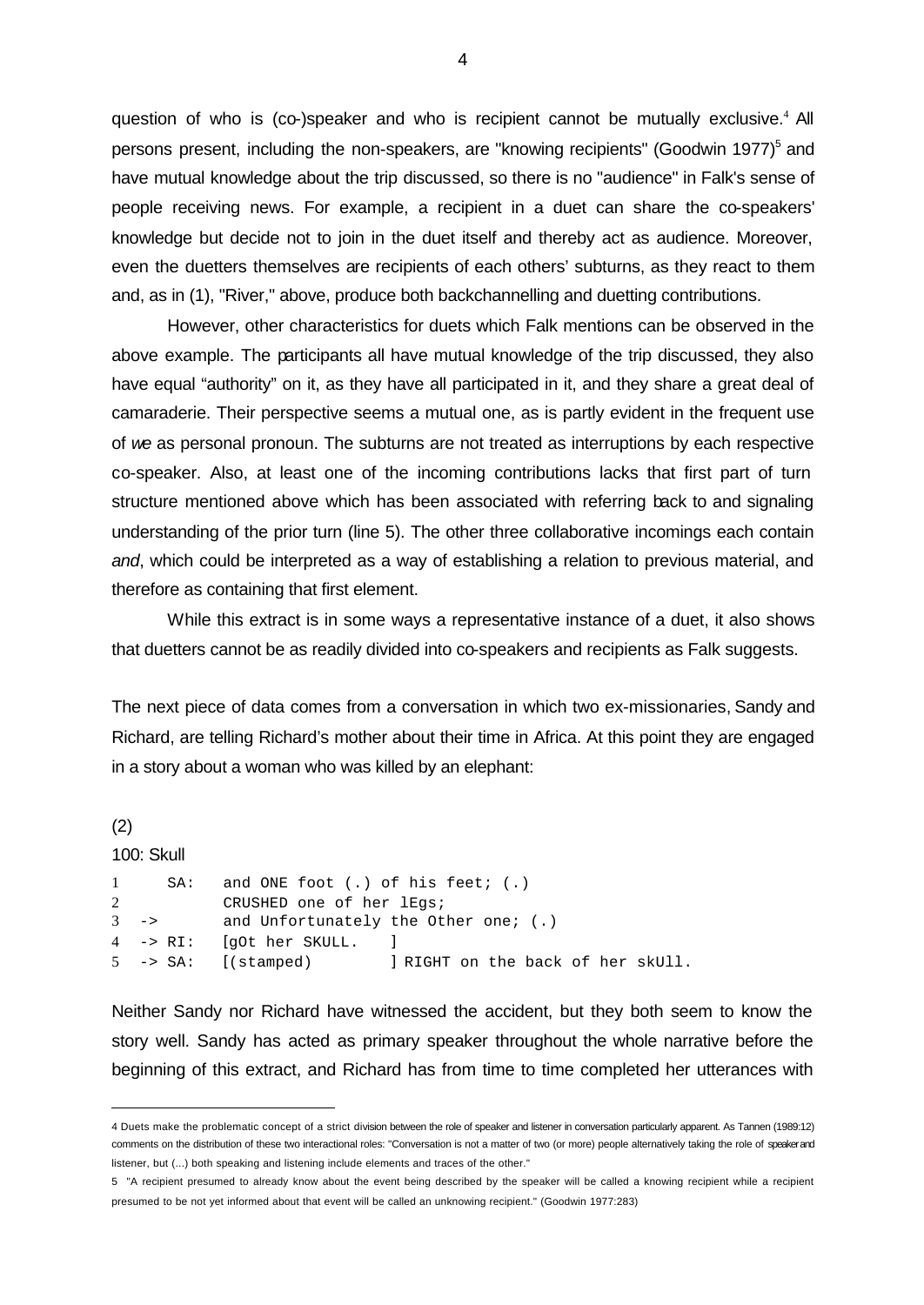question of who is (co-)speaker and who is recipient cannot be mutually exclusive.[4] All persons present, including the non-speakers, are "knowing recipients" (Goodwin 1977)[5] and have mutual knowledge about the trip discussed, so there is no "audience" in Falk's sense of people receiving news. For example, a recipient in a duet can share the co-speakers' knowledge but decide not to join in the duet itself and thereby act as audience. Moreover, even the duetters themselves are recipients of each others' subturns, as they react to them and, as in (1), "River," above, produce both backchannelling and duetting contributions.

However, other characteristics for duets which Falk mentions can be observed in the above example. The participants all have mutual knowledge of the trip discussed, they also have equal "authority" on it, as they have all participated in it, and they share a great deal of camaraderie. Their perspective seems a mutual one, as is partly evident in the frequent use of *we* as personal pronoun. The subturns are not treated as interruptions by each respective co-speaker. Also, at least one of the incoming contributions lacks that first part of turn structure mentioned above which has been associated with referring back to and signaling understanding of the prior turn (line 5). The other three collaborative incomings each contain *and*, which could be interpreted as a way of establishing a relation to previous material, and therefore as containing that first element.

While this extract is in some ways a representative instance of a duet, it also shows that duetters cannot be as readily divided into co-speakers and recipients as Falk suggests.

The next piece of data comes from a conversation in which two ex-missionaries, Sandy and Richard, are telling Richard's mother about their time in Africa. At this point they are engaged in a story about a woman who was killed by an elephant:

(2)

100: Skull

```
1      SA:   and ONE foot (.) of his feet; (.)
2            CRUSHED one of her lEgs;
3  ->        and Unfortunately the Other one; (.)
4  -> RI:    [gOt her SKULL.   ]
5  -> SA:    [(stamped)        ] RIGHT on the back of her skUll.
```

Neither Sandy nor Richard have witnessed the accident, but they both seem to know the story well. Sandy has acted as primary speaker throughout the whole narrative before the beginning of this extract, and Richard has from time to time completed her utterances with

---

4 Duets make the problematic concept of a strict division between the role of speaker and listener in conversation particularly apparent. As Tannen (1989:12) comments on the distribution of these two interactional roles: "Conversation is not a matter of two (or more) people alternatively taking the role of speaker and listener, but (...) both speaking and listening include elements and traces of the other."

5 "A recipient presumed to already know about the event being described by the speaker will be called a knowing recipient while a recipient presumed to be not yet informed about that event will be called an unknowing recipient." (Goodwin 1977:283)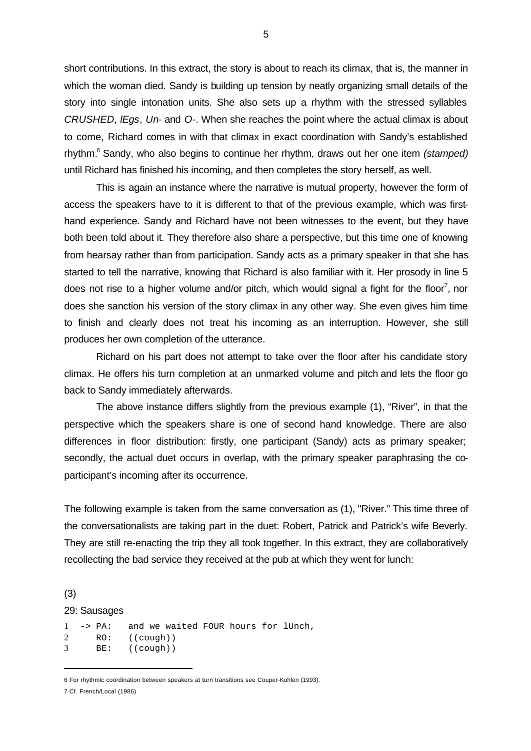short contributions. In this extract, the story is about to reach its climax, that is, the manner in which the woman died. Sandy is building up tension by neatly organizing small details of the story into single intonation units. She also sets up a rhythm with the stressed syllables *CRUSHED*, *lEgs*, *Un-* and *O-*. When she reaches the point where the actual climax is about to come, Richard comes in with that climax in exact coordination with Sandy's established rhythm.[6] Sandy, who also begins to continue her rhythm, draws out her one item *(stamped)* until Richard has finished his incoming, and then completes the story herself, as well.

This is again an instance where the narrative is mutual property, however the form of access the speakers have to it is different to that of the previous example, which was first-hand experience. Sandy and Richard have not been witnesses to the event, but they have both been told about it. They therefore also share a perspective, but this time one of knowing from hearsay rather than from participation. Sandy acts as a primary speaker in that she has started to tell the narrative, knowing that Richard is also familiar with it. Her prosody in line 5 does not rise to a higher volume and/or pitch, which would signal a fight for the floor[7], nor does she sanction his version of the story climax in any other way. She even gives him time to finish and clearly does not treat his incoming as an interruption. However, she still produces her own completion of the utterance.

Richard on his part does not attempt to take over the floor after his candidate story climax. He offers his turn completion at an unmarked volume and pitch and lets the floor go back to Sandy immediately afterwards.

The above instance differs slightly from the previous example (1), "River", in that the perspective which the speakers share is one of second hand knowledge. There are also differences in floor distribution: firstly, one participant (Sandy) acts as primary speaker; secondly, the actual duet occurs in overlap, with the primary speaker paraphrasing the co-participant's incoming after its occurrence.

The following example is taken from the same conversation as (1), "River." This time three of the conversationalists are taking part in the duet: Robert, Patrick and Patrick's wife Beverly. They are still re-enacting the trip they all took together. In this extract, they are collaboratively recollecting the bad service they received at the pub at which they went for lunch:

(3)

29: Sausages

```
1  -> PA:   and we waited FOUR hours for lUnch,
2     RO:   ((cough))
3     BE:   ((cough))
```

6 For rhythmic coordination between speakers at turn transitions see Couper-Kuhlen (1993).

7 Cf. French/Local (1986)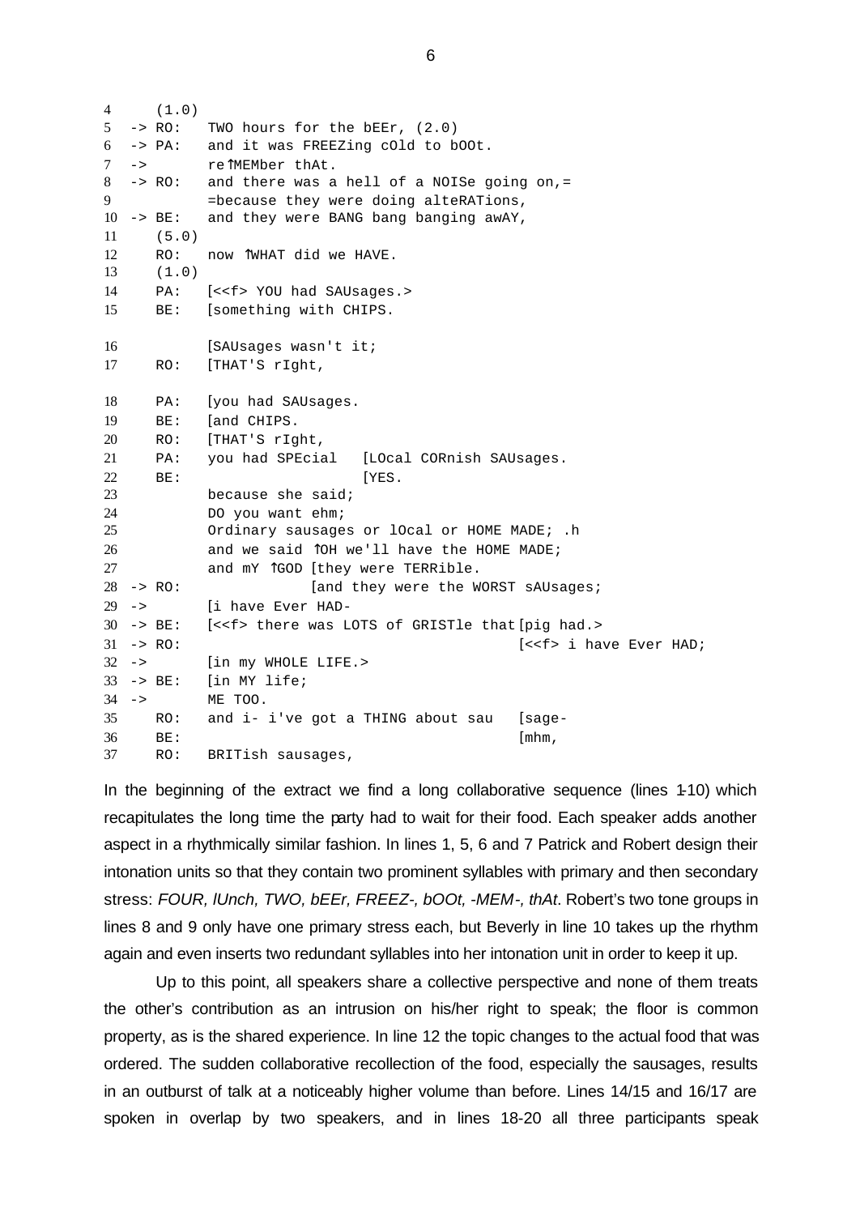```
4        (1.0)
5   -> RO:   TWO hours for the bEEr, (2.0)
6   -> PA:   and it was FREEZing cOld to bOOt.
7   ->       re↑MEMber thAt.
8   -> RO:   and there was a hell of a NOISe going on,=
9            =because they were doing alteRATions,
10  -> BE:   and they were BANG bang banging awAY,
11       (5.0)
12     RO:   now ↑WHAT did we HAVE.
13       (1.0)
14     PA:   [<<f> YOU had SAUsages.>
15     BE:   [something with CHIPS.

16           [SAUsages wasn't it;
17     RO:   [THAT'S rIght,

18     PA:   [you had SAUsages.
19     BE:   [and CHIPS.
20     RO:   [THAT'S rIght,
21     PA:   you had SPEcial   [LOcal CORnish SAUsages.
22     BE:                     [YES.
23           because she said;
24           DO you want ehm;
25           Ordinary sausages or lOcal or HOME MADE; .h
26           and we said ↑OH we'll have the HOME MADE;
27           and mY ↑GOD [they were TERRible.
28  -> RO:               [and they were the WORST sAUsages;
29  ->       [i have Ever HAD-
30  -> BE:   [<<f> there was LOTS of GRISTle that [pig had.>
31  -> RO:                                        [<<f> i have Ever HAD;
32  ->       [in my WHOLE LIFE.>
33  -> BE:   [in MY life;
34  ->       ME TOO.
35     RO:   and i- i've got a THING about sau    [sage-
36     BE:                                        [mhm,
37     RO:   BRITish sausages,
```

In the beginning of the extract we find a long collaborative sequence (lines 1-10) which recapitulates the long time the party had to wait for their food. Each speaker adds another aspect in a rhythmically similar fashion. In lines 1, 5, 6 and 7 Patrick and Robert design their intonation units so that they contain two prominent syllables with primary and then secondary stress: *FOUR, lUnch, TWO, bEEr, FREEZ-, bOOt, -MEM-, thAt*. Robert's two tone groups in lines 8 and 9 only have one primary stress each, but Beverly in line 10 takes up the rhythm again and even inserts two redundant syllables into her intonation unit in order to keep it up.

Up to this point, all speakers share a collective perspective and none of them treats the other's contribution as an intrusion on his/her right to speak; the floor is common property, as is the shared experience. In line 12 the topic changes to the actual food that was ordered. The sudden collaborative recollection of the food, especially the sausages, results in an outburst of talk at a noticeably higher volume than before. Lines 14/15 and 16/17 are spoken in overlap by two speakers, and in lines 18-20 all three participants speak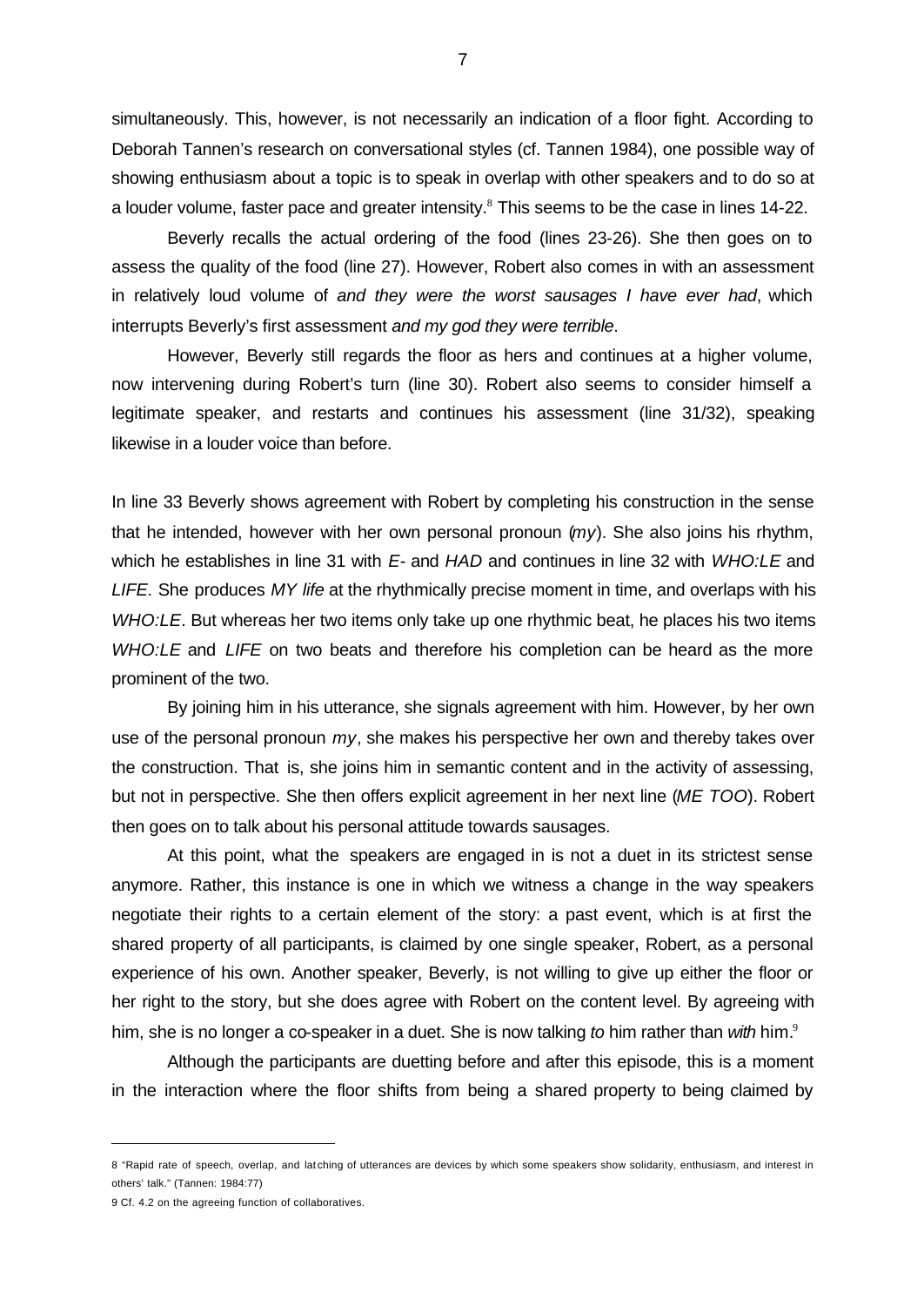simultaneously. This, however, is not necessarily an indication of a floor fight. According to Deborah Tannen's research on conversational styles (cf. Tannen 1984), one possible way of showing enthusiasm about a topic is to speak in overlap with other speakers and to do so at a louder volume, faster pace and greater intensity.[8] This seems to be the case in lines 14-22.

Beverly recalls the actual ordering of the food (lines 23-26). She then goes on to assess the quality of the food (line 27). However, Robert also comes in with an assessment in relatively loud volume of *and they were the worst sausages I have ever had*, which interrupts Beverly's first assessment *and my god they were terrible*.

However, Beverly still regards the floor as hers and continues at a higher volume, now intervening during Robert's turn (line 30). Robert also seems to consider himself a legitimate speaker, and restarts and continues his assessment (line 31/32), speaking likewise in a louder voice than before.

In line 33 Beverly shows agreement with Robert by completing his construction in the sense that he intended, however with her own personal pronoun (*my*). She also joins his rhythm, which he establishes in line 31 with *E-* and *HAD* and continues in line 32 with *WHO:LE* and *LIFE*. She produces *MY life* at the rhythmically precise moment in time, and overlaps with his *WHO:LE*. But whereas her two items only take up one rhythmic beat, he places his two items *WHO:LE* and *LIFE* on two beats and therefore his completion can be heard as the more prominent of the two.

By joining him in his utterance, she signals agreement with him. However, by her own use of the personal pronoun *my*, she makes his perspective her own and thereby takes over the construction. That is, she joins him in semantic content and in the activity of assessing, but not in perspective. She then offers explicit agreement in her next line (*ME TOO*). Robert then goes on to talk about his personal attitude towards sausages.

At this point, what the speakers are engaged in is not a duet in its strictest sense anymore. Rather, this instance is one in which we witness a change in the way speakers negotiate their rights to a certain element of the story: a past event, which is at first the shared property of all participants, is claimed by one single speaker, Robert, as a personal experience of his own. Another speaker, Beverly, is not willing to give up either the floor or her right to the story, but she does agree with Robert on the content level. By agreeing with him, she is no longer a co-speaker in a duet. She is now talking *to* him rather than *with* him.[9]

Although the participants are duetting before and after this episode, this is a moment in the interaction where the floor shifts from being a shared property to being claimed by

---

8 "Rapid rate of speech, overlap, and latching of utterances are devices by which some speakers show solidarity, enthusiasm, and interest in others' talk." (Tannen: 1984:77)

9 Cf. 4.2 on the agreeing function of collaboratives.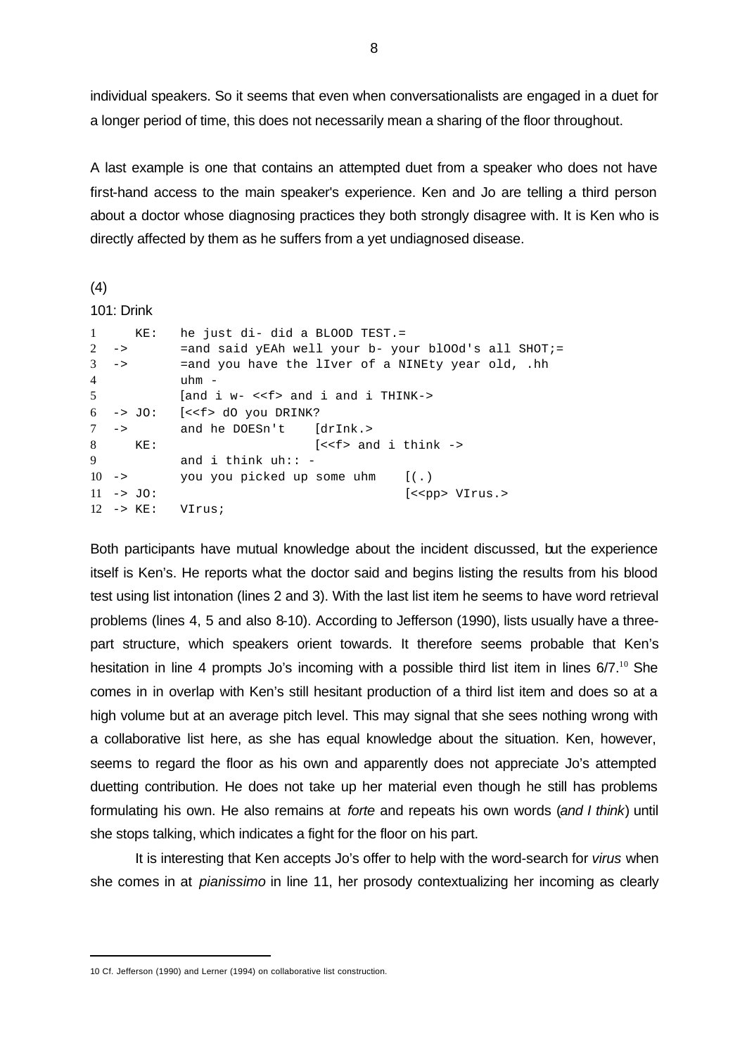individual speakers. So it seems that even when conversationalists are engaged in a duet for a longer period of time, this does not necessarily mean a sharing of the floor throughout.

A last example is one that contains an attempted duet from a speaker who does not have first-hand access to the main speaker's experience. Ken and Jo are telling a third person about a doctor whose diagnosing practices they both strongly disagree with. It is Ken who is directly affected by them as he suffers from a yet undiagnosed disease.

(4)

101: Drink

```
1      KE:   he just di- did a BLOOD TEST.=
2   ->       =and said yEAh well your b- your blOOd's all SHOT;=
3   ->       =and you have the lIver of a NINEty year old, .hh
4            uhm -
5            [and i w- <<f> and i and i THINK->
6   -> JO:   [<<f> dO you DRINK?
7   ->       and he DOESn't    [drInk.>
8      KE:                     [<<f> and i think ->
9            and i think uh:: -
10  ->       you you picked up some uhm    [(.)
11  -> JO:                                 [<<pp> VIrus.>
12  -> KE:   VIrus;
```

Both participants have mutual knowledge about the incident discussed, but the experience itself is Ken's. He reports what the doctor said and begins listing the results from his blood test using list intonation (lines 2 and 3). With the last list item he seems to have word retrieval problems (lines 4, 5 and also 8-10). According to Jefferson (1990), lists usually have a three-part structure, which speakers orient towards. It therefore seems probable that Ken's hesitation in line 4 prompts Jo's incoming with a possible third list item in lines 6/7.[10] She comes in in overlap with Ken's still hesitant production of a third list item and does so at a high volume but at an average pitch level. This may signal that she sees nothing wrong with a collaborative list here, as she has equal knowledge about the situation. Ken, however, seems to regard the floor as his own and apparently does not appreciate Jo's attempted duetting contribution. He does not take up her material even though he still has problems formulating his own. He also remains at *forte* and repeats his own words (*and I think*) until she stops talking, which indicates a fight for the floor on his part.

It is interesting that Ken accepts Jo's offer to help with the word-search for *virus* when she comes in at *pianissimo* in line 11, her prosody contextualizing her incoming as clearly

10 Cf. Jefferson (1990) and Lerner (1994) on collaborative list construction.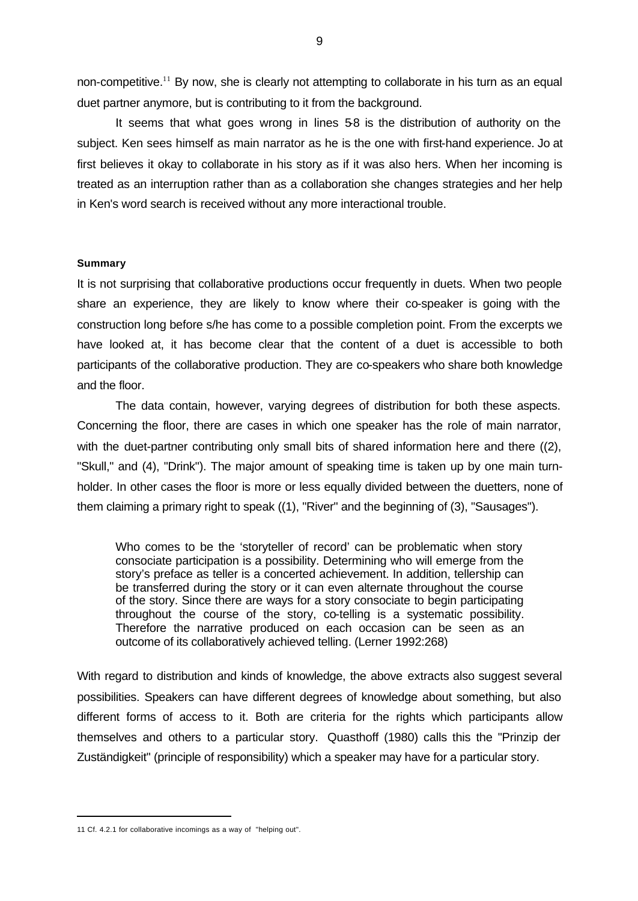non-competitive.[11] By now, she is clearly not attempting to collaborate in his turn as an equal duet partner anymore, but is contributing to it from the background.

It seems that what goes wrong in lines 5-8 is the distribution of authority on the subject. Ken sees himself as main narrator as he is the one with first-hand experience. Jo at first believes it okay to collaborate in his story as if it was also hers. When her incoming is treated as an interruption rather than as a collaboration she changes strategies and her help in Ken's word search is received without any more interactional trouble.

#### Summary

It is not surprising that collaborative productions occur frequently in duets. When two people share an experience, they are likely to know where their co-speaker is going with the construction long before s/he has come to a possible completion point. From the excerpts we have looked at, it has become clear that the content of a duet is accessible to both participants of the collaborative production. They are co-speakers who share both knowledge and the floor.

The data contain, however, varying degrees of distribution for both these aspects. Concerning the floor, there are cases in which one speaker has the role of main narrator, with the duet-partner contributing only small bits of shared information here and there ((2), "Skull," and (4), "Drink"). The major amount of speaking time is taken up by one main turn-holder. In other cases the floor is more or less equally divided between the duetters, none of them claiming a primary right to speak ((1), "River" and the beginning of (3), "Sausages").

> Who comes to be the 'storyteller of record' can be problematic when story consociate participation is a possibility. Determining who will emerge from the story's preface as teller is a concerted achievement. In addition, tellership can be transferred during the story or it can even alternate throughout the course of the story. Since there are ways for a story consociate to begin participating throughout the course of the story, co-telling is a systematic possibility. Therefore the narrative produced on each occasion can be seen as an outcome of its collaboratively achieved telling. (Lerner 1992:268)

With regard to distribution and kinds of knowledge, the above extracts also suggest several possibilities. Speakers can have different degrees of knowledge about something, but also different forms of access to it. Both are criteria for the rights which participants allow themselves and others to a particular story. Quasthoff (1980) calls this the "Prinzip der Zuständigkeit" (principle of responsibility) which a speaker may have for a particular story.

---

11 Cf. 4.2.1 for collaborative incomings as a way of "helping out".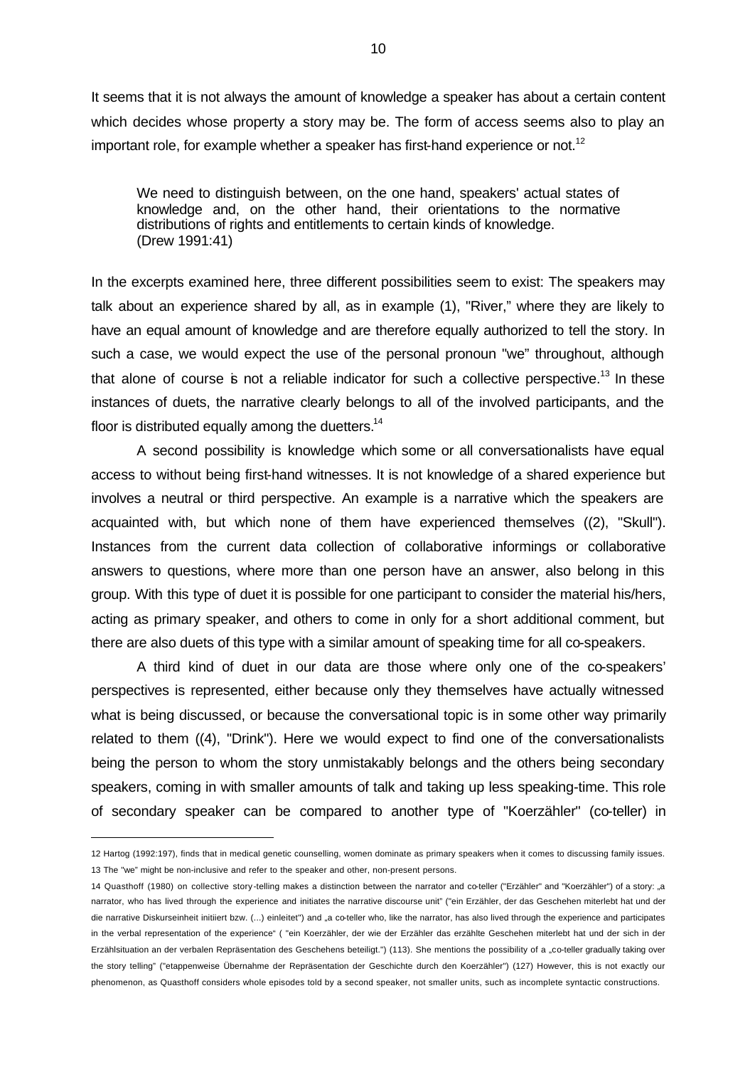It seems that it is not always the amount of knowledge a speaker has about a certain content which decides whose property a story may be. The form of access seems also to play an important role, for example whether a speaker has first-hand experience or not.[12]

> We need to distinguish between, on the one hand, speakers' actual states of knowledge and, on the other hand, their orientations to the normative distributions of rights and entitlements to certain kinds of knowledge.
> (Drew 1991:41)

In the excerpts examined here, three different possibilities seem to exist: The speakers may talk about an experience shared by all, as in example (1), "River," where they are likely to have an equal amount of knowledge and are therefore equally authorized to tell the story. In such a case, we would expect the use of the personal pronoun "we" throughout, although that alone of course is not a reliable indicator for such a collective perspective.[13] In these instances of duets, the narrative clearly belongs to all of the involved participants, and the floor is distributed equally among the duetters.[14]

A second possibility is knowledge which some or all conversationalists have equal access to without being first-hand witnesses. It is not knowledge of a shared experience but involves a neutral or third perspective. An example is a narrative which the speakers are acquainted with, but which none of them have experienced themselves ((2), "Skull"). Instances from the current data collection of collaborative informings or collaborative answers to questions, where more than one person have an answer, also belong in this group. With this type of duet it is possible for one participant to consider the material his/hers, acting as primary speaker, and others to come in only for a short additional comment, but there are also duets of this type with a similar amount of speaking time for all co-speakers.

A third kind of duet in our data are those where only one of the co-speakers' perspectives is represented, either because only they themselves have actually witnessed what is being discussed, or because the conversational topic is in some other way primarily related to them ((4), "Drink"). Here we would expect to find one of the conversationalists being the person to whom the story unmistakably belongs and the others being secondary speakers, coming in with smaller amounts of talk and taking up less speaking-time. This role of secondary speaker can be compared to another type of "Koerzähler" (co-teller) in

---

12 Hartog (1992:197), finds that in medical genetic counselling, women dominate as primary speakers when it comes to discussing family issues.

13 The "we" might be non-inclusive and refer to the speaker and other, non-present persons.

14 Quasthoff (1980) on collective story-telling makes a distinction between the narrator and co-teller ("Erzähler" and "Koerzähler") of a story: „a narrator, who has lived through the experience and initiates the narrative discourse unit" ("ein Erzähler, der das Geschehen miterlebt hat und der die narrative Diskurseinheit initiiert bzw. (...) einleitet") and „a co-teller who, like the narrator, has also lived through the experience and participates in the verbal representation of the experience" ( "ein Koerzähler, der wie der Erzähler das erzählte Geschehen miterlebt hat und der sich in der Erzählsituation an der verbalen Repräsentation des Geschehens beteiligt.") (113). She mentions the possibility of a „co-teller gradually taking over the story telling" ("etappenweise Übernahme der Repräsentation der Geschichte durch den Koerzähler") (127) However, this is not exactly our phenomenon, as Quasthoff considers whole episodes told by a second speaker, not smaller units, such as incomplete syntactic constructions.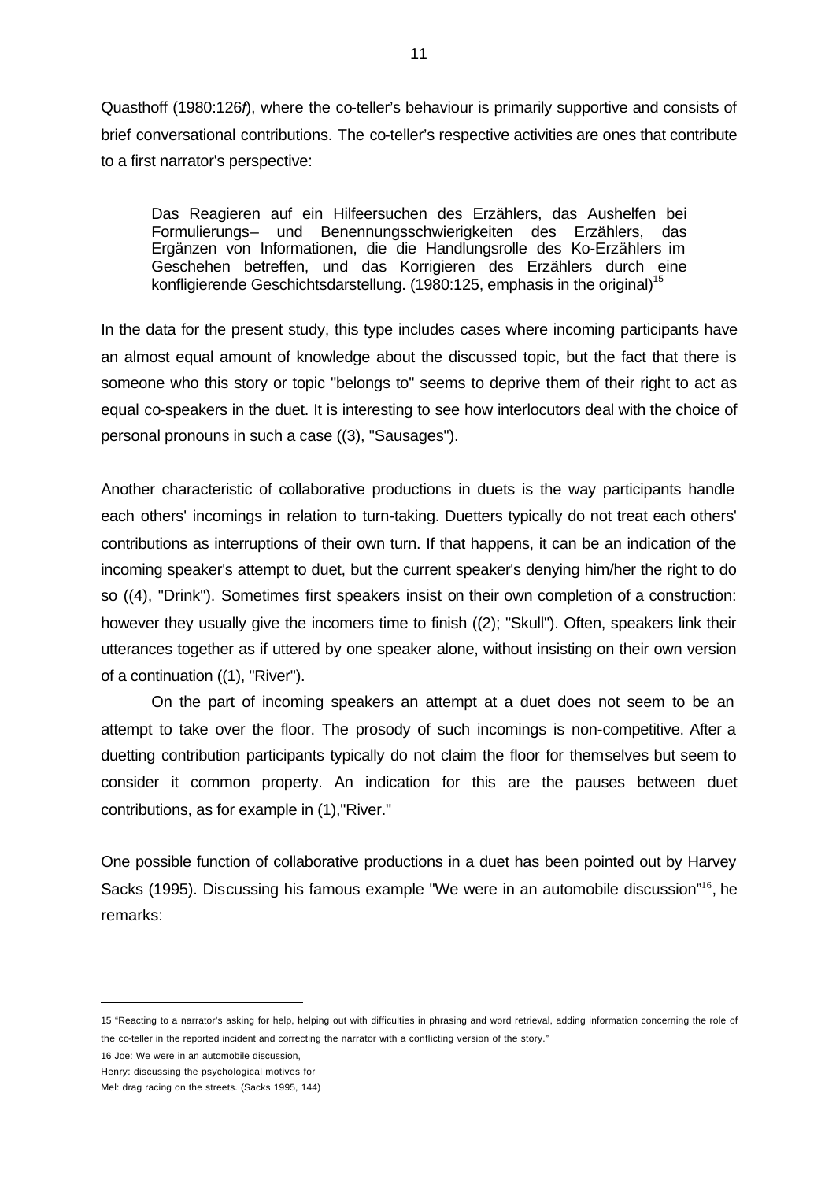Quasthoff (1980:126*f*), where the co-teller's behaviour is primarily supportive and consists of brief conversational contributions. The co-teller's respective activities are ones that contribute to a first narrator's perspective:

> Das Reagieren auf ein Hilfeersuchen des Erzählers, das Aushelfen bei Formulierungs– und Benennungsschwierigkeiten des Erzählers, das Ergänzen von Informationen, die die Handlungsrolle des Ko-Erzählers im Geschehen betreffen, und das Korrigieren des Erzählers durch eine konfligierende Geschichtsdarstellung. (1980:125, emphasis in the original)[15]

In the data for the present study, this type includes cases where incoming participants have an almost equal amount of knowledge about the discussed topic, but the fact that there is someone who this story or topic "belongs to" seems to deprive them of their right to act as equal co-speakers in the duet. It is interesting to see how interlocutors deal with the choice of personal pronouns in such a case ((3), "Sausages").

Another characteristic of collaborative productions in duets is the way participants handle each others' incomings in relation to turn-taking. Duetters typically do not treat each others' contributions as interruptions of their own turn. If that happens, it can be an indication of the incoming speaker's attempt to duet, but the current speaker's denying him/her the right to do so ((4), "Drink"). Sometimes first speakers insist on their own completion of a construction: however they usually give the incomers time to finish ((2); "Skull"). Often, speakers link their utterances together as if uttered by one speaker alone, without insisting on their own version of a continuation ((1), "River").

On the part of incoming speakers an attempt at a duet does not seem to be an attempt to take over the floor. The prosody of such incomings is non-competitive. After a duetting contribution participants typically do not claim the floor for themselves but seem to consider it common property. An indication for this are the pauses between duet contributions, as for example in (1),"River."

One possible function of collaborative productions in a duet has been pointed out by Harvey Sacks (1995). Discussing his famous example "We were in an automobile discussion"[16], he remarks:

---

15 "Reacting to a narrator's asking for help, helping out with difficulties in phrasing and word retrieval, adding information concerning the role of the co-teller in the reported incident and correcting the narrator with a conflicting version of the story."

16 Joe: We were in an automobile discussion,
Henry: discussing the psychological motives for
Mel: drag racing on the streets. (Sacks 1995, 144)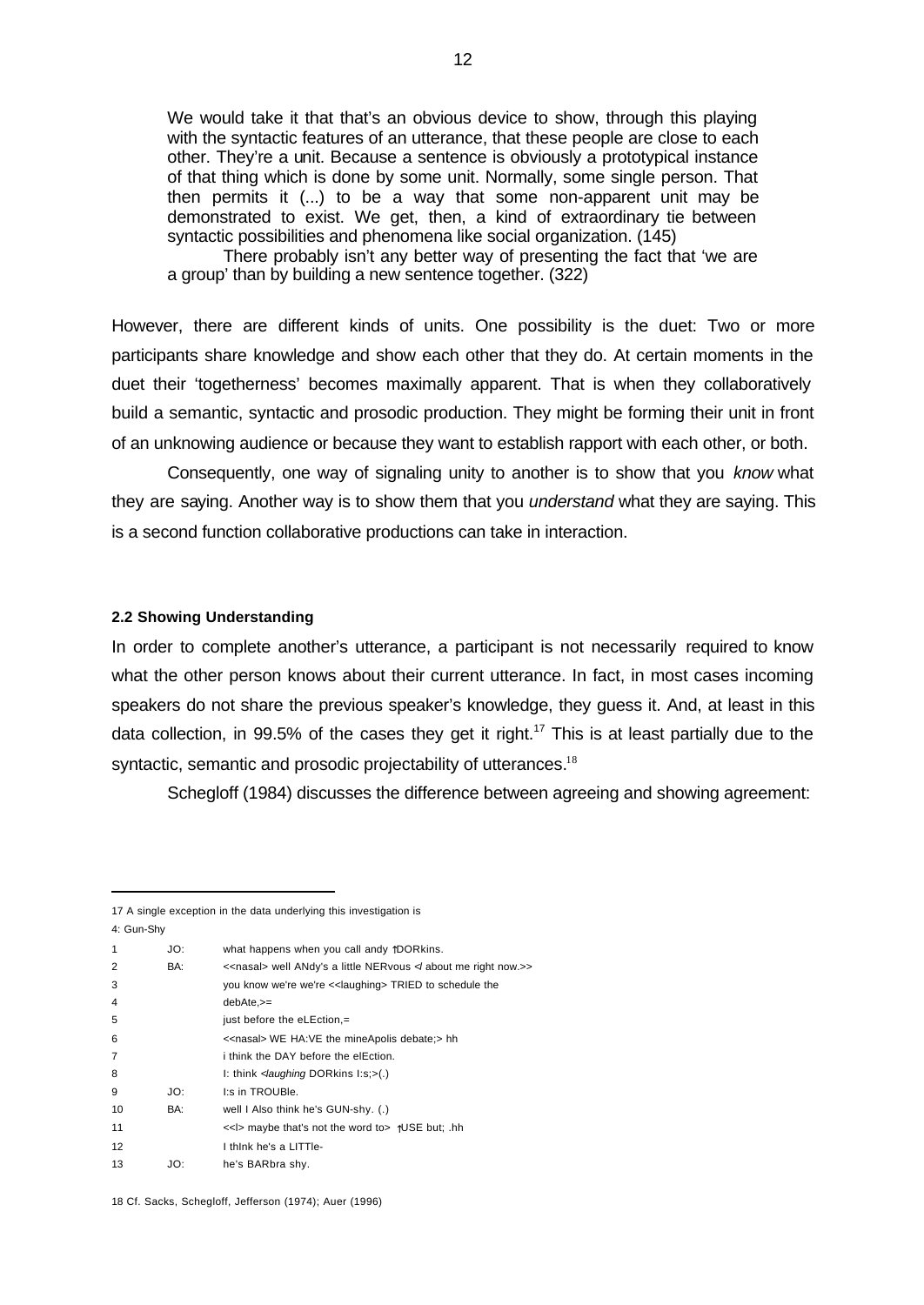> We would take it that that's an obvious device to show, through this playing with the syntactic features of an utterance, that these people are close to each other. They're a unit. Because a sentence is obviously a prototypical instance of that thing which is done by some unit. Normally, some single person. That then permits it (...) to be a way that some non-apparent unit may be demonstrated to exist. We get, then, a kind of extraordinary tie between syntactic possibilities and phenomena like social organization. (145)
>
> There probably isn't any better way of presenting the fact that 'we are a group' than by building a new sentence together. (322)

However, there are different kinds of units. One possibility is the duet: Two or more participants share knowledge and show each other that they do. At certain moments in the duet their 'togetherness' becomes maximally apparent. That is when they collaboratively build a semantic, syntactic and prosodic production. They might be forming their unit in front of an unknowing audience or because they want to establish rapport with each other, or both.

Consequently, one way of signaling unity to another is to show that you *know* what they are saying. Another way is to show them that you *understand* what they are saying. This is a second function collaborative productions can take in interaction.

#### 2.2 Showing Understanding

In order to complete another's utterance, a participant is not necessarily required to know what the other person knows about their current utterance. In fact, in most cases incoming speakers do not share the previous speaker's knowledge, they guess it. And, at least in this data collection, in 99.5% of the cases they get it right.[17] This is at least partially due to the syntactic, semantic and prosodic projectability of utterances.[18]

Schegloff (1984) discusses the difference between agreeing and showing agreement:

---

17 A single exception in the data underlying this investigation is

4: Gun-Shy

| | | |
|---|---|---|
| 1 | JO: | what happens when you call andy ↑DORkins. |
| 2 | BA: | <<nasal> well ANdy's a little NERvous </ about me right now.>> |
| 3 | | you know we're we're <<laughing> TRIED to schedule the |
| 4 | | debAte,>= |
| 5 | | just before the eLEction,= |
| 6 | | <<nasal> WE HA:VE the mineApolis debate;> hh |
| 7 | | i think the DAY before the elEction. |
| 8 | | I: think <*laughing* DORkins I:s;>(.) |
| 9 | JO: | I:s in TROUBle. |
| 10 | BA: | well I Also think he's GUN-shy. (.) |
| 11 | | <<l> maybe that's not the word to> ↑USE but; .hh |
| 12 | | I thInk he's a LITTle- |
| 13 | JO: | he's BARbra shy. |

18 Cf. Sacks, Schegloff, Jefferson (1974); Auer (1996)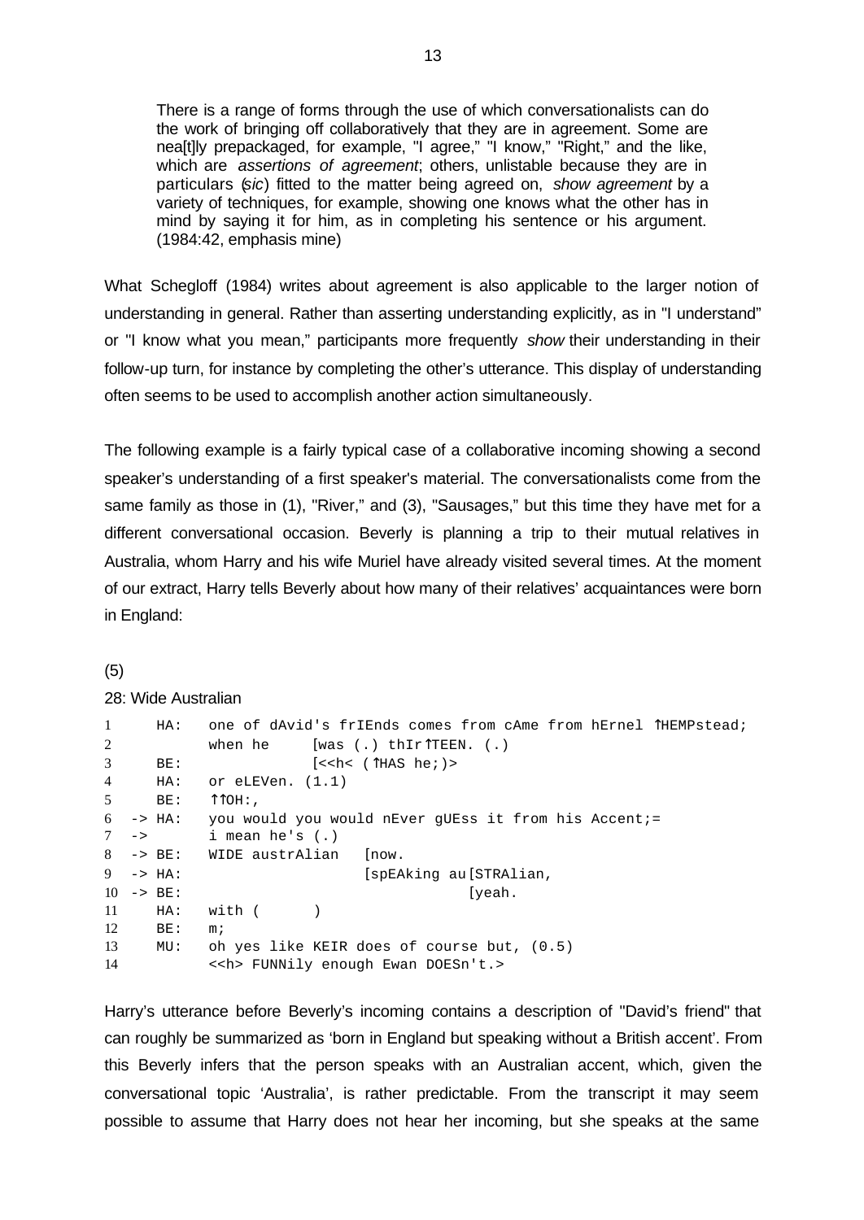> There is a range of forms through the use of which conversationalists can do the work of bringing off collaboratively that they are in agreement. Some are nea[t]ly prepackaged, for example, "I agree," "I know," "Right," and the like, which are *assertions of agreement*; others, unlistable because they are in particulars (*sic*) fitted to the matter being agreed on, *show agreement* by a variety of techniques, for example, showing one knows what the other has in mind by saying it for him, as in completing his sentence or his argument. (1984:42, emphasis mine)

What Schegloff (1984) writes about agreement is also applicable to the larger notion of understanding in general. Rather than asserting understanding explicitly, as in "I understand" or "I know what you mean," participants more frequently *show* their understanding in their follow-up turn, for instance by completing the other's utterance. This display of understanding often seems to be used to accomplish another action simultaneously.

The following example is a fairly typical case of a collaborative incoming showing a second speaker's understanding of a first speaker's material. The conversationalists come from the same family as those in (1), "River," and (3), "Sausages," but this time they have met for a different conversational occasion. Beverly is planning a trip to their mutual relatives in Australia, whom Harry and his wife Muriel have already visited several times. At the moment of our extract, Harry tells Beverly about how many of their relatives' acquaintances were born in England:

(5)

28: Wide Australian

```
1       HA:   one of dAvid's frIEnds comes from cAme from hErnel ↑HEMPstead;
2             when he     [was (.) thIr↑TEEN. (.)
3       BE:               [<<h< (↑HAS he;)>
4       HA:   or eLEVen. (1.1)
5       BE:   ↑↑OH:,
6   ->  HA:   you would you would nEver gUEss it from his Accent;=
7   ->        i mean he's (.)
8   ->  BE:   WIDE austrAlian   [now.
9   ->  HA:                     [spEAking au[STRAlian,
10  ->  BE:                                 [yeah.
11      HA:   with (       )
12      BE:   m;
13      MU:   oh yes like KEIR does of course but, (0.5)
14            <<h> FUNNily enough Ewan DOESn't.>
```

Harry's utterance before Beverly's incoming contains a description of "David's friend" that can roughly be summarized as 'born in England but speaking without a British accent'. From this Beverly infers that the person speaks with an Australian accent, which, given the conversational topic 'Australia', is rather predictable. From the transcript it may seem possible to assume that Harry does not hear her incoming, but she speaks at the same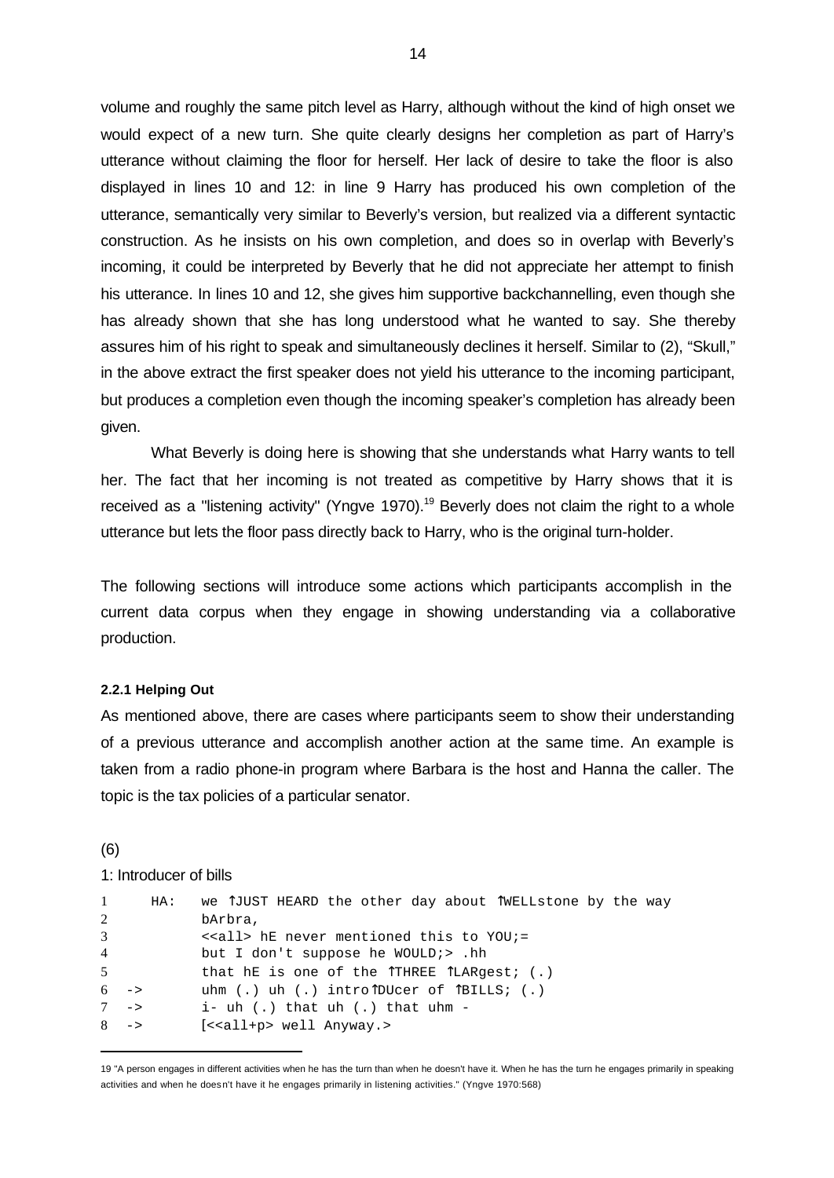volume and roughly the same pitch level as Harry, although without the kind of high onset we would expect of a new turn. She quite clearly designs her completion as part of Harry's utterance without claiming the floor for herself. Her lack of desire to take the floor is also displayed in lines 10 and 12: in line 9 Harry has produced his own completion of the utterance, semantically very similar to Beverly's version, but realized via a different syntactic construction. As he insists on his own completion, and does so in overlap with Beverly's incoming, it could be interpreted by Beverly that he did not appreciate her attempt to finish his utterance. In lines 10 and 12, she gives him supportive backchannelling, even though she has already shown that she has long understood what he wanted to say. She thereby assures him of his right to speak and simultaneously declines it herself. Similar to (2), "Skull," in the above extract the first speaker does not yield his utterance to the incoming participant, but produces a completion even though the incoming speaker's completion has already been given.

What Beverly is doing here is showing that she understands what Harry wants to tell her. The fact that her incoming is not treated as competitive by Harry shows that it is received as a "listening activity" (Yngve 1970).[19] Beverly does not claim the right to a whole utterance but lets the floor pass directly back to Harry, who is the original turn-holder.

The following sections will introduce some actions which participants accomplish in the current data corpus when they engage in showing understanding via a collaborative production.

#### 2.2.1 Helping Out

As mentioned above, there are cases where participants seem to show their understanding of a previous utterance and accomplish another action at the same time. An example is taken from a radio phone-in program where Barbara is the host and Hanna the caller. The topic is the tax policies of a particular senator.

(6)

1: Introducer of bills

```
1      HA:   we ↑JUST HEARD the other day about ↑WELLstone by the way
2            bArbra,
3            <<all> hE never mentioned this to YOU;=
4            but I don't suppose he WOULD;> .hh
5            that hE is one of the ↑THREE ↑LARgest; (.)
6  ->        uhm (.) uh (.) intro↑DUcer of ↑BILLS; (.)
7  ->        i- uh (.) that uh (.) that uhm -
8  ->        [<<all+p> well Anyway.>
```

19 "A person engages in different activities when he has the turn than when he doesn't have it. When he has the turn he engages primarily in speaking activities and when he doesn't have it he engages primarily in listening activities." (Yngve 1970:568)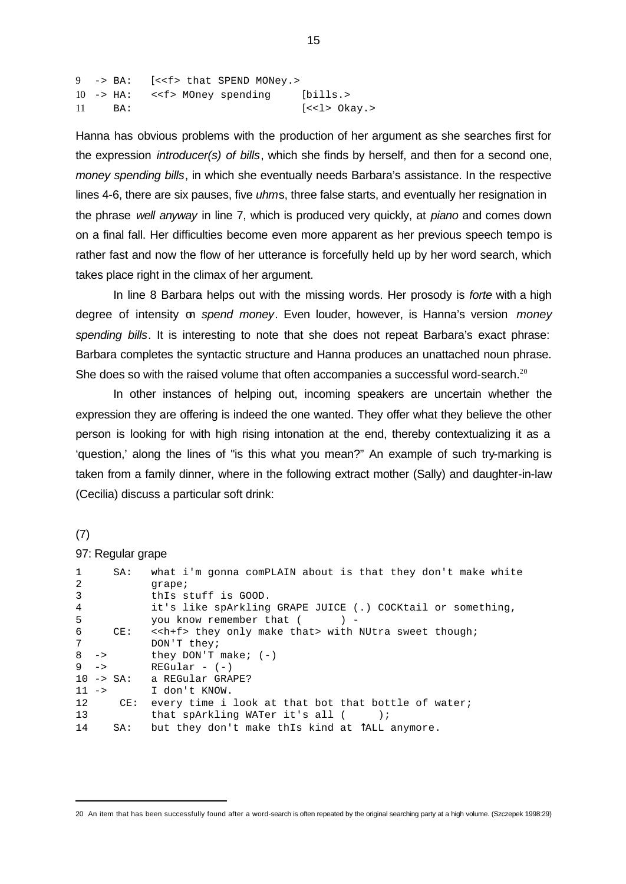```
9  -> BA:   [<<f> that SPEND MONey.>
10 -> HA:   <<f> MOney spending     [bills.>
11    BA:                           [<<l> Okay.>
```

Hanna has obvious problems with the production of her argument as she searches first for the expression *introducer(s) of bills*, which she finds by herself, and then for a second one, *money spending bills*, in which she eventually needs Barbara's assistance. In the respective lines 4-6, there are six pauses, five *uhm*s, three false starts, and eventually her resignation in the phrase *well anyway* in line 7, which is produced very quickly, at *piano* and comes down on a final fall. Her difficulties become even more apparent as her previous speech tempo is rather fast and now the flow of her utterance is forcefully held up by her word search, which takes place right in the climax of her argument.

In line 8 Barbara helps out with the missing words. Her prosody is *forte* with a high degree of intensity on *spend money*. Even louder, however, is Hanna's version *money spending bills*. It is interesting to note that she does not repeat Barbara's exact phrase: Barbara completes the syntactic structure and Hanna produces an unattached noun phrase. She does so with the raised volume that often accompanies a successful word-search.[20]

In other instances of helping out, incoming speakers are uncertain whether the expression they are offering is indeed the one wanted. They offer what they believe the other person is looking for with high rising intonation at the end, thereby contextualizing it as a 'question,' along the lines of "is this what you mean?" An example of such try-marking is taken from a family dinner, where in the following extract mother (Sally) and daughter-in-law (Cecilia) discuss a particular soft drink:

(7)

97: Regular grape

```
1      SA:   what i'm gonna comPLAIN about is that they don't make white
2            grape;
3            thIs stuff is GOOD.
4            it's like spArkling GRAPE JUICE (.) COCKtail or something,
5            you know remember that (       ) -
6      CE:   <<h+f> they only make that> with NUtra sweet though;
7            DON'T they;
8   ->       they DON'T make; (-)
9   ->       REGular - (-)
10  -> SA:   a REGular GRAPE?
11  ->       I don't KNOW.
12      CE:  every time i look at that bot that bottle of water;
13           that spArkling WATer it's all (      );
14     SA:   but they don't make thIs kind at ↑ALL anymore.
```

20 An item that has been successfully found after a word-search is often repeated by the original searching party at a high volume. (Szczepek 1998:29)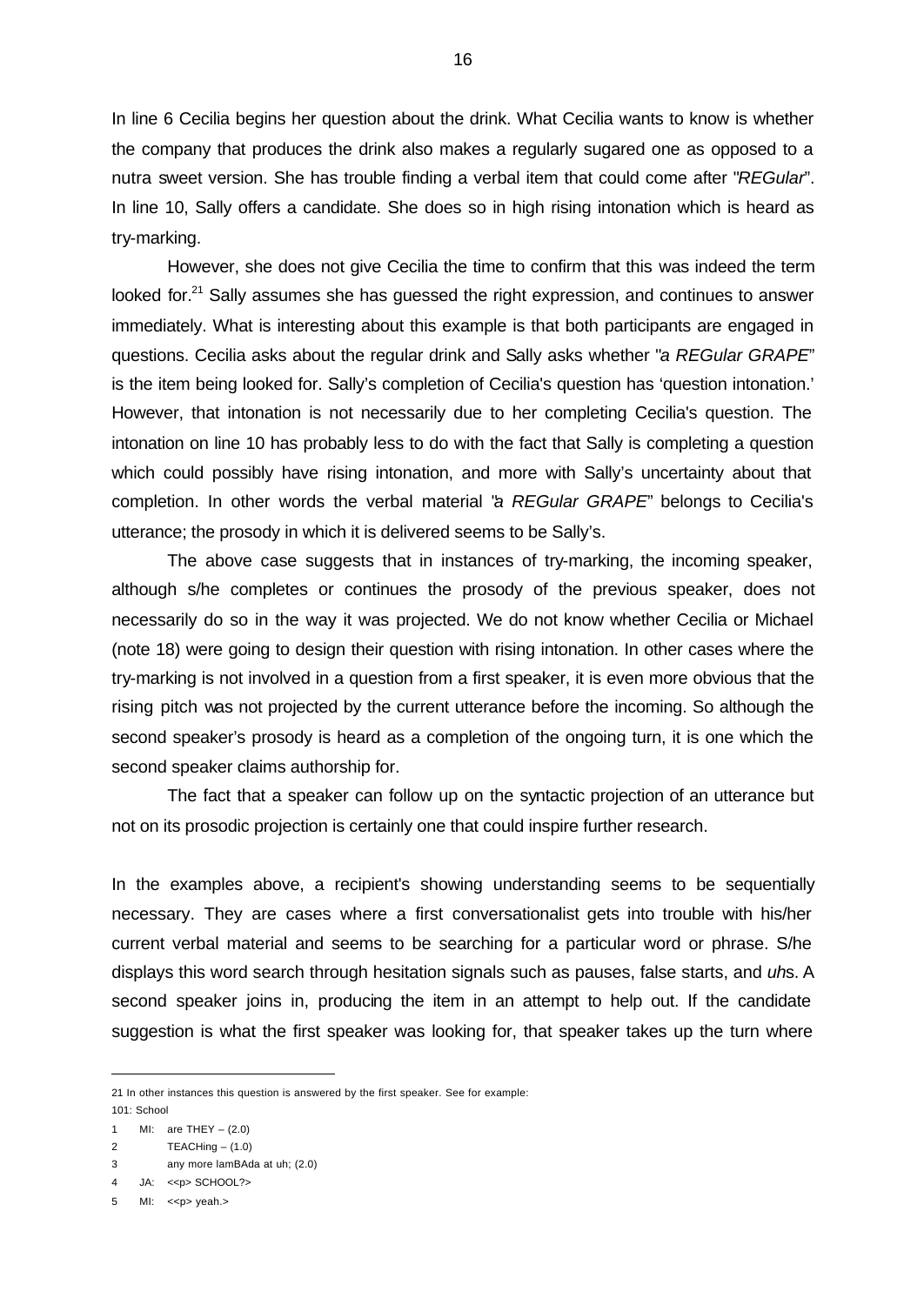In line 6 Cecilia begins her question about the drink. What Cecilia wants to know is whether the company that produces the drink also makes a regularly sugared one as opposed to a nutra sweet version. She has trouble finding a verbal item that could come after "*REGular*". In line 10, Sally offers a candidate. She does so in high rising intonation which is heard as try-marking.

However, she does not give Cecilia the time to confirm that this was indeed the term looked for.[21] Sally assumes she has guessed the right expression, and continues to answer immediately. What is interesting about this example is that both participants are engaged in questions. Cecilia asks about the regular drink and Sally asks whether "*a REGular GRAPE*" is the item being looked for. Sally's completion of Cecilia's question has 'question intonation.' However, that intonation is not necessarily due to her completing Cecilia's question. The intonation on line 10 has probably less to do with the fact that Sally is completing a question which could possibly have rising intonation, and more with Sally's uncertainty about that completion. In other words the verbal material "*a REGular GRAPE*" belongs to Cecilia's utterance; the prosody in which it is delivered seems to be Sally's.

The above case suggests that in instances of try-marking, the incoming speaker, although s/he completes or continues the prosody of the previous speaker, does not necessarily do so in the way it was projected. We do not know whether Cecilia or Michael (note 18) were going to design their question with rising intonation. In other cases where the try-marking is not involved in a question from a first speaker, it is even more obvious that the rising pitch was not projected by the current utterance before the incoming. So although the second speaker's prosody is heard as a completion of the ongoing turn, it is one which the second speaker claims authorship for.

The fact that a speaker can follow up on the syntactic projection of an utterance but not on its prosodic projection is certainly one that could inspire further research.

In the examples above, a recipient's showing understanding seems to be sequentially necessary. They are cases where a first conversationalist gets into trouble with his/her current verbal material and seems to be searching for a particular word or phrase. S/he displays this word search through hesitation signals such as pauses, false starts, and *uh*s. A second speaker joins in, producing the item in an attempt to help out. If the candidate suggestion is what the first speaker was looking for, that speaker takes up the turn where

---

21 In other instances this question is answered by the first speaker. See for example:

101: School

```
1    MI:  are THEY – (2.0)
2         TEACHing – (1.0)
3         any more lamBAda at uh; (2.0)
4    JA:  <<p> SCHOOL?>
5    MI:  <<p> yeah.>
```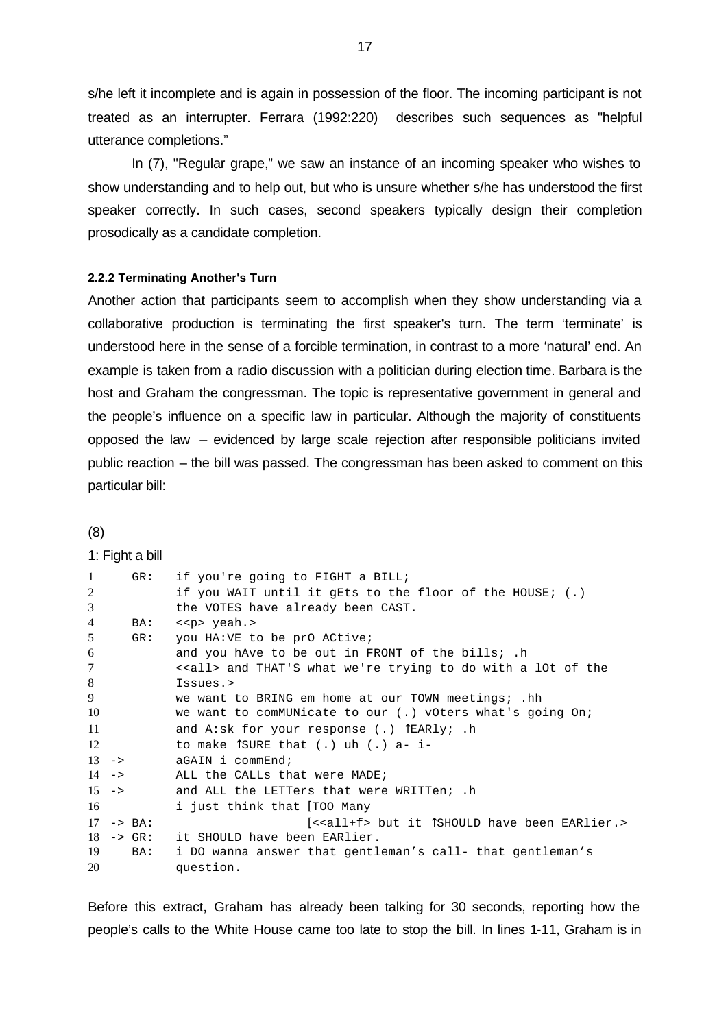s/he left it incomplete and is again in possession of the floor. The incoming participant is not treated as an interrupter. Ferrara (1992:220) describes such sequences as "helpful utterance completions."

In (7), "Regular grape," we saw an instance of an incoming speaker who wishes to show understanding and to help out, but who is unsure whether s/he has understood the first speaker correctly. In such cases, second speakers typically design their completion prosodically as a candidate completion.

#### 2.2.2 Terminating Another's Turn

Another action that participants seem to accomplish when they show understanding via a collaborative production is terminating the first speaker's turn. The term 'terminate' is understood here in the sense of a forcible termination, in contrast to a more 'natural' end. An example is taken from a radio discussion with a politician during election time. Barbara is the host and Graham the congressman. The topic is representative government in general and the people's influence on a specific law in particular. Although the majority of constituents opposed the law – evidenced by large scale rejection after responsible politicians invited public reaction – the bill was passed. The congressman has been asked to comment on this particular bill:

(8)

1: Fight a bill

```
1        GR:   if you're going to FIGHT a BILL;
2              if you WAIT until it gEts to the floor of the HOUSE; (.)
3              the VOTES have already been CAST.
4        BA:   <<p> yeah.>
5        GR:   you HA:VE to be prO ACtive;
6              and you hAve to be out in FRONT of the bills; .h
7              <<all> and THAT'S what we're trying to do with a lOt of the
8              Issues.>
9              we want to BRING em home at our TOWN meetings; .hh
10             we want to comMUNicate to our (.) vOters what's going On;
11             and A:sk for your response (.) ↑EARly; .h
12             to make ↑SURE that (.) uh (.) a- i-
13  ->         aGAIN i commEnd;
14  ->         ALL the CALLs that were MADE;
15  ->         and ALL the LETTers that were WRITTen; .h
16             i just think that [TOO Many
17  -> BA:                       [<<all+f> but it ↑SHOULD have been EARlier.>
18  -> GR:     it SHOULD have been EARlier.
19       BA:   i DO wanna answer that gentleman's call- that gentleman's
20             question.
```

Before this extract, Graham has already been talking for 30 seconds, reporting how the people's calls to the White House came too late to stop the bill. In lines 1-11, Graham is in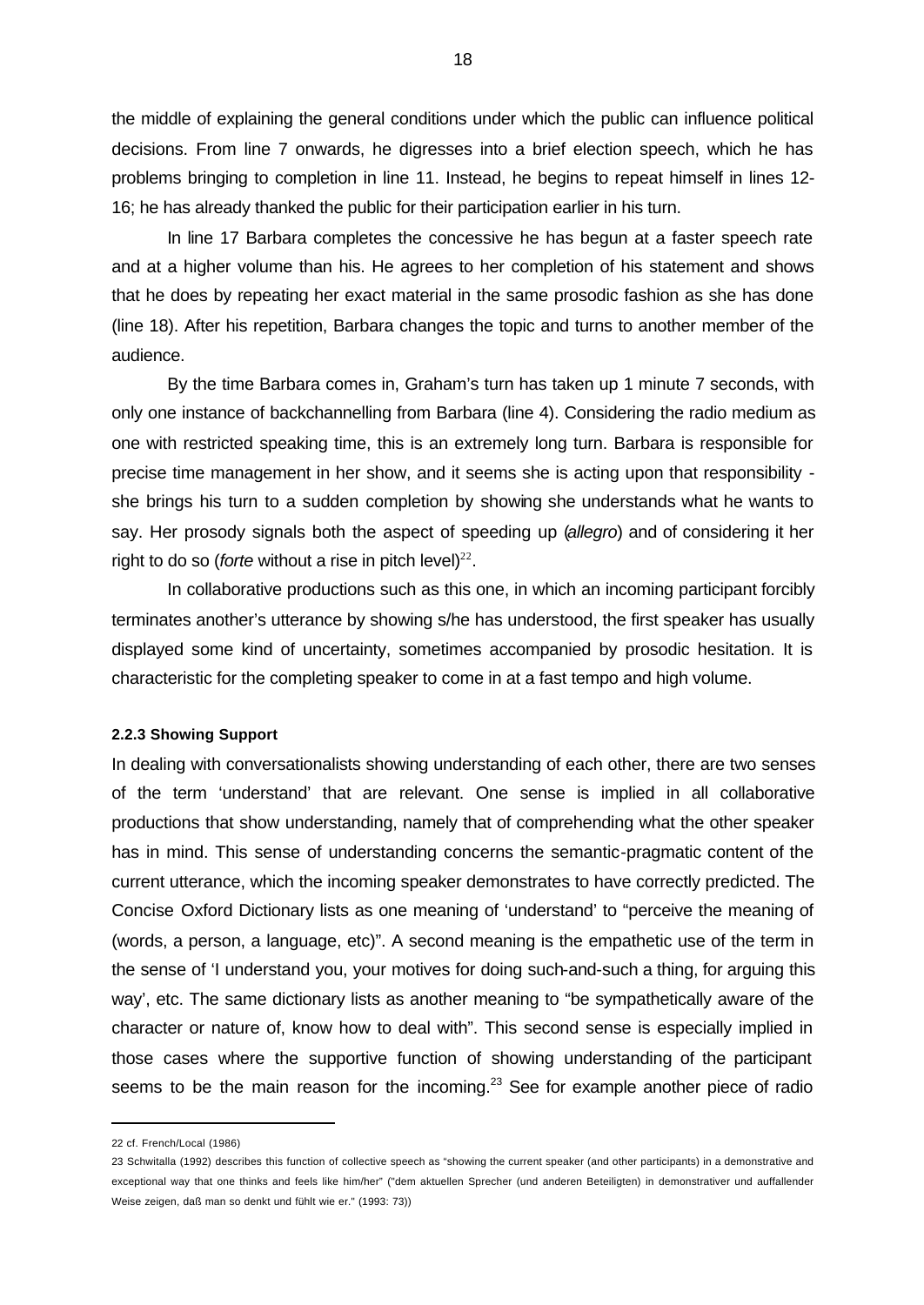the middle of explaining the general conditions under which the public can influence political decisions. From line 7 onwards, he digresses into a brief election speech, which he has problems bringing to completion in line 11. Instead, he begins to repeat himself in lines 12-16; he has already thanked the public for their participation earlier in his turn.

In line 17 Barbara completes the concessive he has begun at a faster speech rate and at a higher volume than his. He agrees to her completion of his statement and shows that he does by repeating her exact material in the same prosodic fashion as she has done (line 18). After his repetition, Barbara changes the topic and turns to another member of the audience.

By the time Barbara comes in, Graham's turn has taken up 1 minute 7 seconds, with only one instance of backchannelling from Barbara (line 4). Considering the radio medium as one with restricted speaking time, this is an extremely long turn. Barbara is responsible for precise time management in her show, and it seems she is acting upon that responsibility - she brings his turn to a sudden completion by showing she understands what he wants to say. Her prosody signals both the aspect of speeding up (*allegro*) and of considering it her right to do so (*forte* without a rise in pitch level)[22].

In collaborative productions such as this one, in which an incoming participant forcibly terminates another's utterance by showing s/he has understood, the first speaker has usually displayed some kind of uncertainty, sometimes accompanied by prosodic hesitation. It is characteristic for the completing speaker to come in at a fast tempo and high volume.

#### 2.2.3 Showing Support

In dealing with conversationalists showing understanding of each other, there are two senses of the term 'understand' that are relevant. One sense is implied in all collaborative productions that show understanding, namely that of comprehending what the other speaker has in mind. This sense of understanding concerns the semantic-pragmatic content of the current utterance, which the incoming speaker demonstrates to have correctly predicted. The Concise Oxford Dictionary lists as one meaning of 'understand' to "perceive the meaning of (words, a person, a language, etc)". A second meaning is the empathetic use of the term in the sense of 'I understand you, your motives for doing such-and-such a thing, for arguing this way', etc. The same dictionary lists as another meaning to "be sympathetically aware of the character or nature of, know how to deal with". This second sense is especially implied in those cases where the supportive function of showing understanding of the participant seems to be the main reason for the incoming.[23] See for example another piece of radio

---

22 cf. French/Local (1986)

23 Schwitalla (1992) describes this function of collective speech as "showing the current speaker (and other participants) in a demonstrative and exceptional way that one thinks and feels like him/her" ("dem aktuellen Sprecher (und anderen Beteiligten) in demonstrativer und auffallender Weise zeigen, daß man so denkt und fühlt wie er." (1993: 73))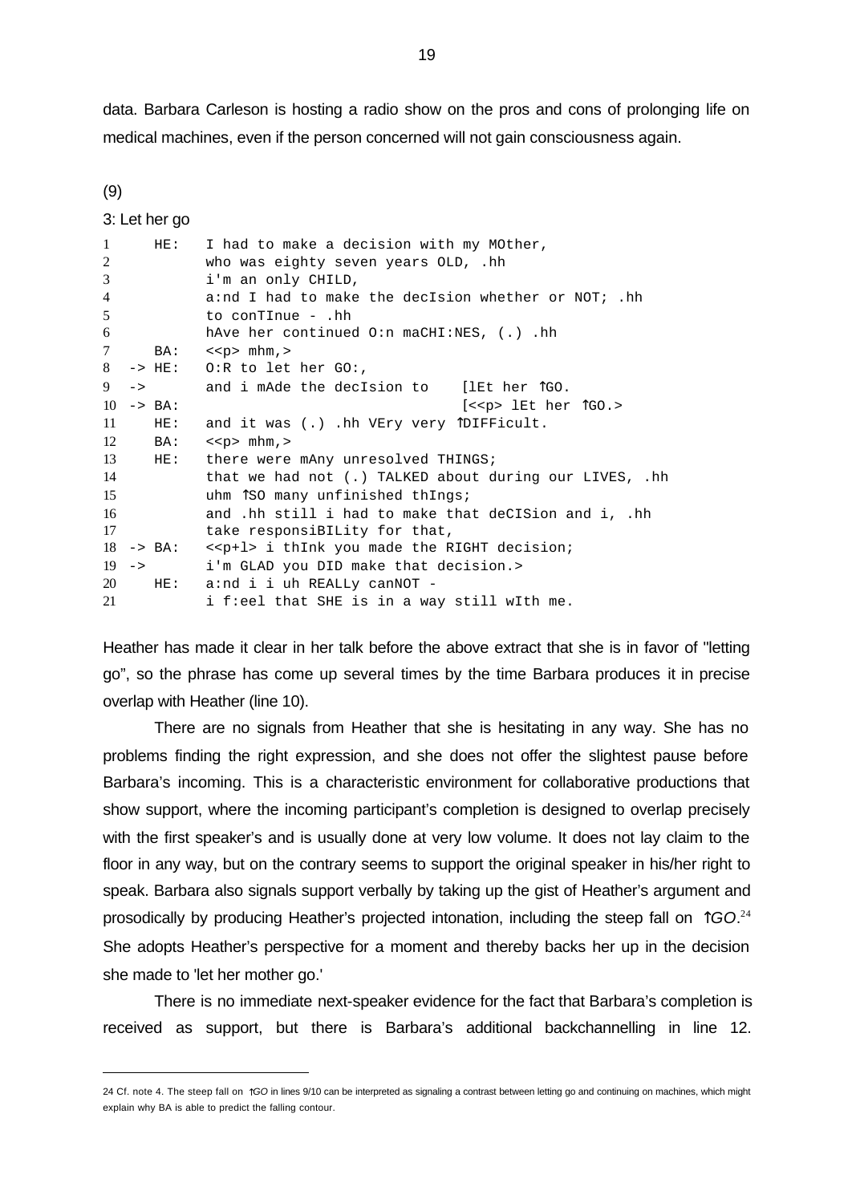data. Barbara Carleson is hosting a radio show on the pros and cons of prolonging life on medical machines, even if the person concerned will not gain consciousness again.

(9)

3: Let her go

```
1        HE:   I had to make a decision with my MOther,
2              who was eighty seven years OLD, .hh
3              i'm an only CHILD,
4              a:nd I had to make the decIsion whether or NOT; .hh
5              to conTInue - .hh
6              hAve her continued O:n maCHI:NES, (.) .hh
7        BA:   <<p> mhm,>
8    -> HE:   O:R to let her GO:,
9    ->        and i mAde the decIsion to    [lEt her ↑GO.
10   -> BA:                                   [<<p> lEt her ↑GO.>
11       HE:   and it was (.) .hh VEry very ↑DIFFicult.
12       BA:   <<p> mhm,>
13       HE:   there were mAny unresolved THINGS;
14             that we had not (.) TALKED about during our LIVES, .hh
15             uhm ↑SO many unfinished thIngs;
16             and .hh still i had to make that deCISion and i, .hh
17             take responsiBILity for that,
18   -> BA:   <<p+l> i thInk you made the RIGHT decision;
19   ->        i'm GLAD you DID make that decision.>
20       HE:   a:nd i i uh REALLy canNOT -
21             i f:eel that SHE is in a way still wIth me.
```

Heather has made it clear in her talk before the above extract that she is in favor of "letting go", so the phrase has come up several times by the time Barbara produces it in precise overlap with Heather (line 10).

There are no signals from Heather that she is hesitating in any way. She has no problems finding the right expression, and she does not offer the slightest pause before Barbara's incoming. This is a characteristic environment for collaborative productions that show support, where the incoming participant's completion is designed to overlap precisely with the first speaker's and is usually done at very low volume. It does not lay claim to the floor in any way, but on the contrary seems to support the original speaker in his/her right to speak. Barbara also signals support verbally by taking up the gist of Heather's argument and prosodically by producing Heather's projected intonation, including the steep fall on *↑GO*.[24] She adopts Heather's perspective for a moment and thereby backs her up in the decision she made to 'let her mother go.'

There is no immediate next-speaker evidence for the fact that Barbara's completion is received as support, but there is Barbara's additional backchannelling in line 12.

---

24 Cf. note 4. The steep fall on *↑GO* in lines 9/10 can be interpreted as signaling a contrast between letting go and continuing on machines, which might explain why BA is able to predict the falling contour.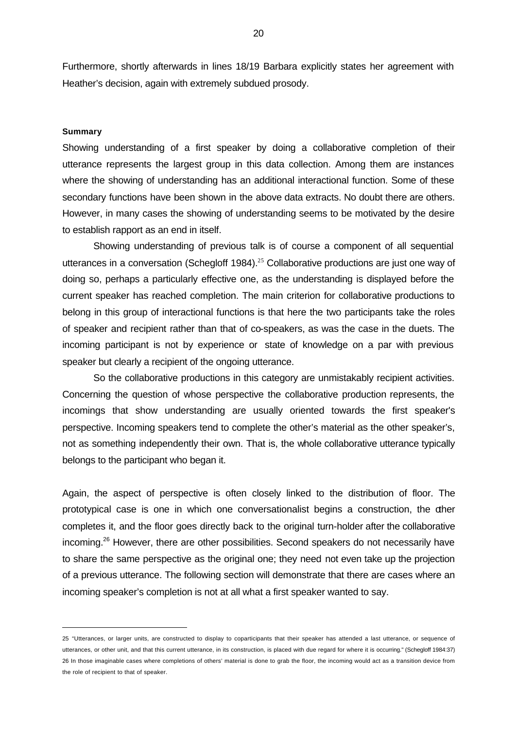Furthermore, shortly afterwards in lines 18/19 Barbara explicitly states her agreement with Heather's decision, again with extremely subdued prosody.

**Summary**

Showing understanding of a first speaker by doing a collaborative completion of their utterance represents the largest group in this data collection. Among them are instances where the showing of understanding has an additional interactional function. Some of these secondary functions have been shown in the above data extracts. No doubt there are others. However, in many cases the showing of understanding seems to be motivated by the desire to establish rapport as an end in itself.

Showing understanding of previous talk is of course a component of all sequential utterances in a conversation (Schegloff 1984).[25] Collaborative productions are just one way of doing so, perhaps a particularly effective one, as the understanding is displayed before the current speaker has reached completion. The main criterion for collaborative productions to belong in this group of interactional functions is that here the two participants take the roles of speaker and recipient rather than that of co-speakers, as was the case in the duets. The incoming participant is not by experience or state of knowledge on a par with previous speaker but clearly a recipient of the ongoing utterance.

So the collaborative productions in this category are unmistakably recipient activities. Concerning the question of whose perspective the collaborative production represents, the incomings that show understanding are usually oriented towards the first speaker's perspective. Incoming speakers tend to complete the other's material as the other speaker's, not as something independently their own. That is, the whole collaborative utterance typically belongs to the participant who began it.

Again, the aspect of perspective is often closely linked to the distribution of floor. The prototypical case is one in which one conversationalist begins a construction, the other completes it, and the floor goes directly back to the original turn-holder after the collaborative incoming.[26] However, there are other possibilities. Second speakers do not necessarily have to share the same perspective as the original one; they need not even take up the projection of a previous utterance. The following section will demonstrate that there are cases where an incoming speaker's completion is not at all what a first speaker wanted to say.

---

25 "Utterances, or larger units, are constructed to display to coparticipants that their speaker has attended a last utterance, or sequence of utterances, or other unit, and that this current utterance, in its construction, is placed with due regard for where it is occurring." (Schegloff 1984:37)

26 In those imaginable cases where completions of others' material is done to grab the floor, the incoming would act as a transition device from the role of recipient to that of speaker.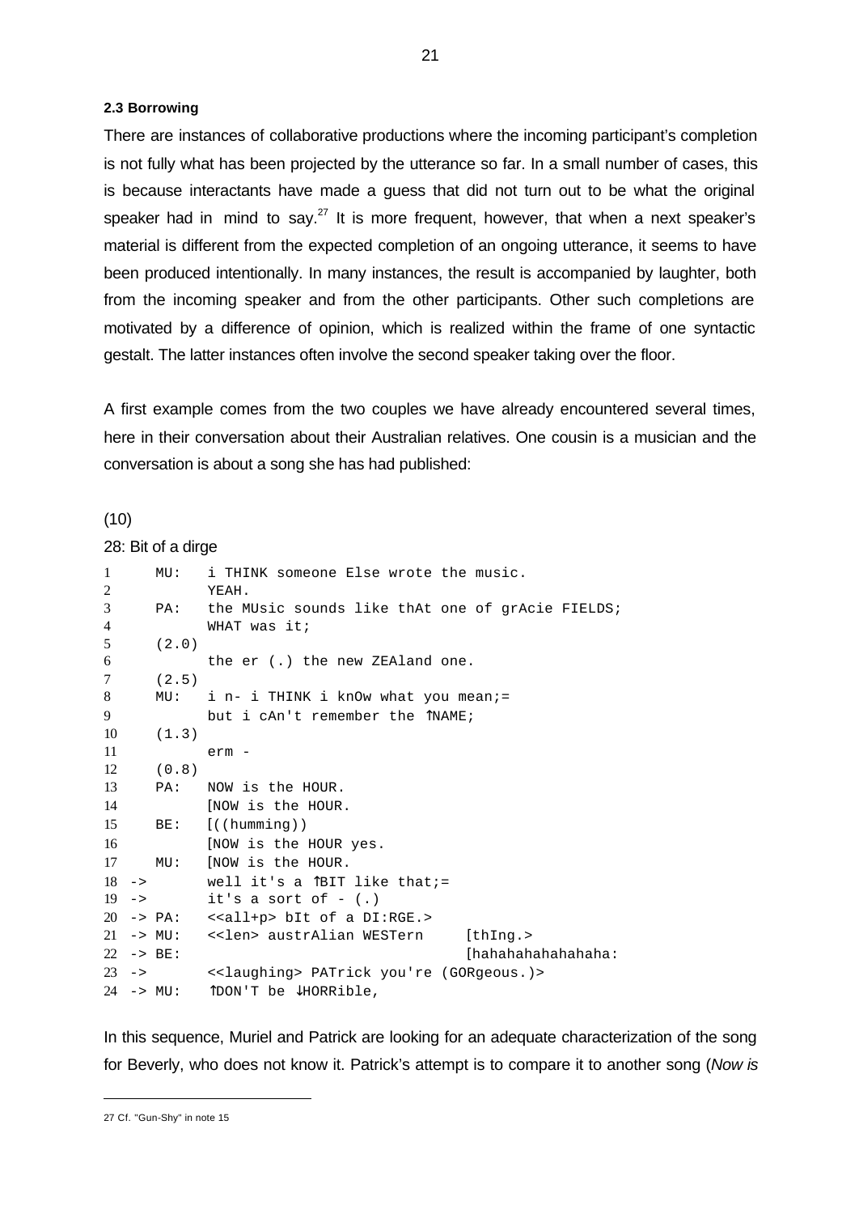#### 2.3 Borrowing

There are instances of collaborative productions where the incoming participant's completion is not fully what has been projected by the utterance so far. In a small number of cases, this is because interactants have made a guess that did not turn out to be what the original speaker had in mind to say.[27] It is more frequent, however, that when a next speaker's material is different from the expected completion of an ongoing utterance, it seems to have been produced intentionally. In many instances, the result is accompanied by laughter, both from the incoming speaker and from the other participants. Other such completions are motivated by a difference of opinion, which is realized within the frame of one syntactic gestalt. The latter instances often involve the second speaker taking over the floor.

A first example comes from the two couples we have already encountered several times, here in their conversation about their Australian relatives. One cousin is a musician and the conversation is about a song she has had published:

(10)

28: Bit of a dirge

```
1      MU:   i THINK someone Else wrote the music.
2            YEAH.
3      PA:   the MUsic sounds like thAt one of grAcie FIELDS;
4            WHAT was it;
5      (2.0)
6            the er (.) the new ZEAland one.
7      (2.5)
8      MU:   i n- i THINK i knOw what you mean;=
9            but i cAn't remember the ↑NAME;
10     (1.3)
11           erm -
12     (0.8)
13     PA:   NOW is the HOUR.
14           [NOW is the HOUR.
15     BE:   [((humming))
16           [NOW is the HOUR yes.
17     MU:   [NOW is the HOUR.
18  ->       well it's a ↑BIT like that;=
19  ->       it's a sort of - (.)
20  -> PA:   <<all+p> bIt of a DI:RGE.>
21  -> MU:   <<len> austrAlian WESTern      [thIng.>
22  -> BE:                                  [hahahahahahahaha:
23  ->       <<laughing> PATrick you're (GORgeous.)>
24  -> MU:   ↑DON'T be ↓HORRible,
```

In this sequence, Muriel and Patrick are looking for an adequate characterization of the song for Beverly, who does not know it. Patrick's attempt is to compare it to another song (*Now is*

27 Cf. "Gun-Shy" in note 15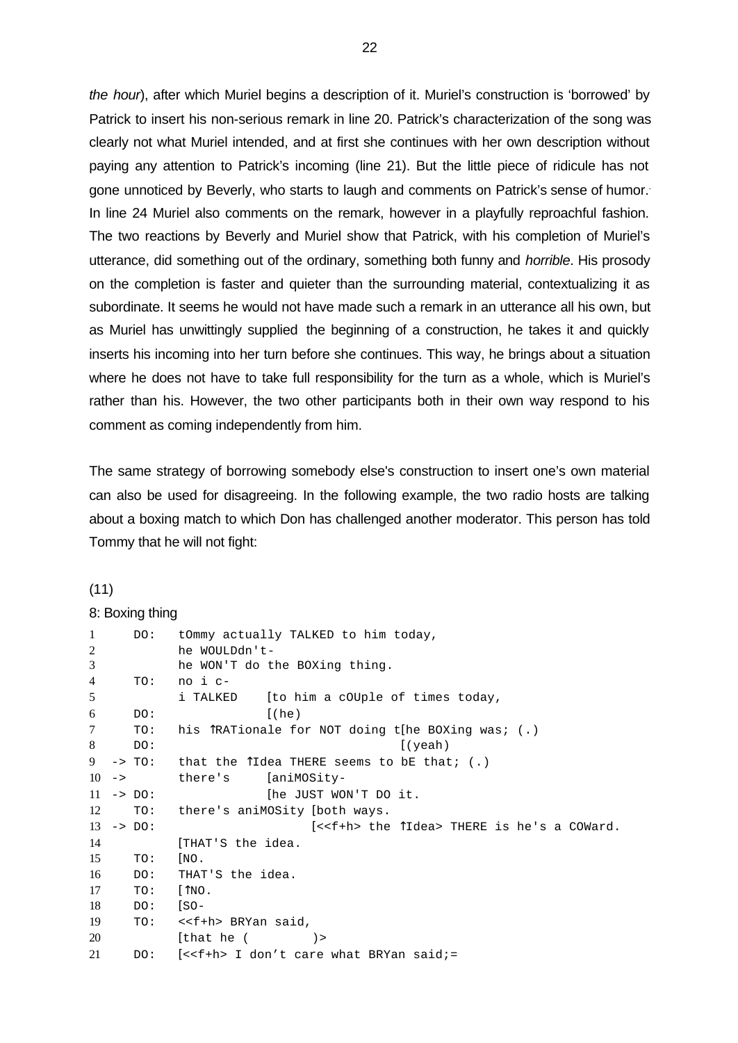*the hour*), after which Muriel begins a description of it. Muriel's construction is 'borrowed' by Patrick to insert his non-serious remark in line 20. Patrick's characterization of the song was clearly not what Muriel intended, and at first she continues with her own description without paying any attention to Patrick's incoming (line 21). But the little piece of ridicule has not gone unnoticed by Beverly, who starts to laugh and comments on Patrick's sense of humor. In line 24 Muriel also comments on the remark, however in a playfully reproachful fashion. The two reactions by Beverly and Muriel show that Patrick, with his completion of Muriel's utterance, did something out of the ordinary, something both funny and *horrible*. His prosody on the completion is faster and quieter than the surrounding material, contextualizing it as subordinate. It seems he would not have made such a remark in an utterance all his own, but as Muriel has unwittingly supplied the beginning of a construction, he takes it and quickly inserts his incoming into her turn before she continues. This way, he brings about a situation where he does not have to take full responsibility for the turn as a whole, which is Muriel's rather than his. However, the two other participants both in their own way respond to his comment as coming independently from him.

The same strategy of borrowing somebody else's construction to insert one's own material can also be used for disagreeing. In the following example, the two radio hosts are talking about a boxing match to which Don has challenged another moderator. This person has told Tommy that he will not fight:

(11)

8: Boxing thing

```
1       DO:   tOmmy actually TALKED to him today,
2             he WOULDdn't-
3             he WON'T do the BOXing thing.
4       TO:   no i c-
5             i TALKED    [to him a cOUple of times today,
6       DO:               [(he)
7       TO:   his ↑RATionale for NOT doing t[he BOXing was; (.)
8       DO:                                 [(yeah)
9   ->  TO:   that the ↑Idea THERE seems to bE that; (.)
10  ->        there's     [aniMOSity-
11  ->  DO:               [he JUST WON'T DO it.
12      TO:   there's aniMOSity [both ways.
13  ->  DO:                     [<<f+h> the ↑Idea> THERE is he's a COWard.
14            [THAT'S the idea.
15      TO:   [NO.
16      DO:   THAT'S the idea.
17      TO:   [↑NO.
18      DO:   [SO-
19      TO:   <<f+h> BRYan said,
20            [that he (        )>
21      DO:   [<<f+h> I don't care what BRYan said;=
```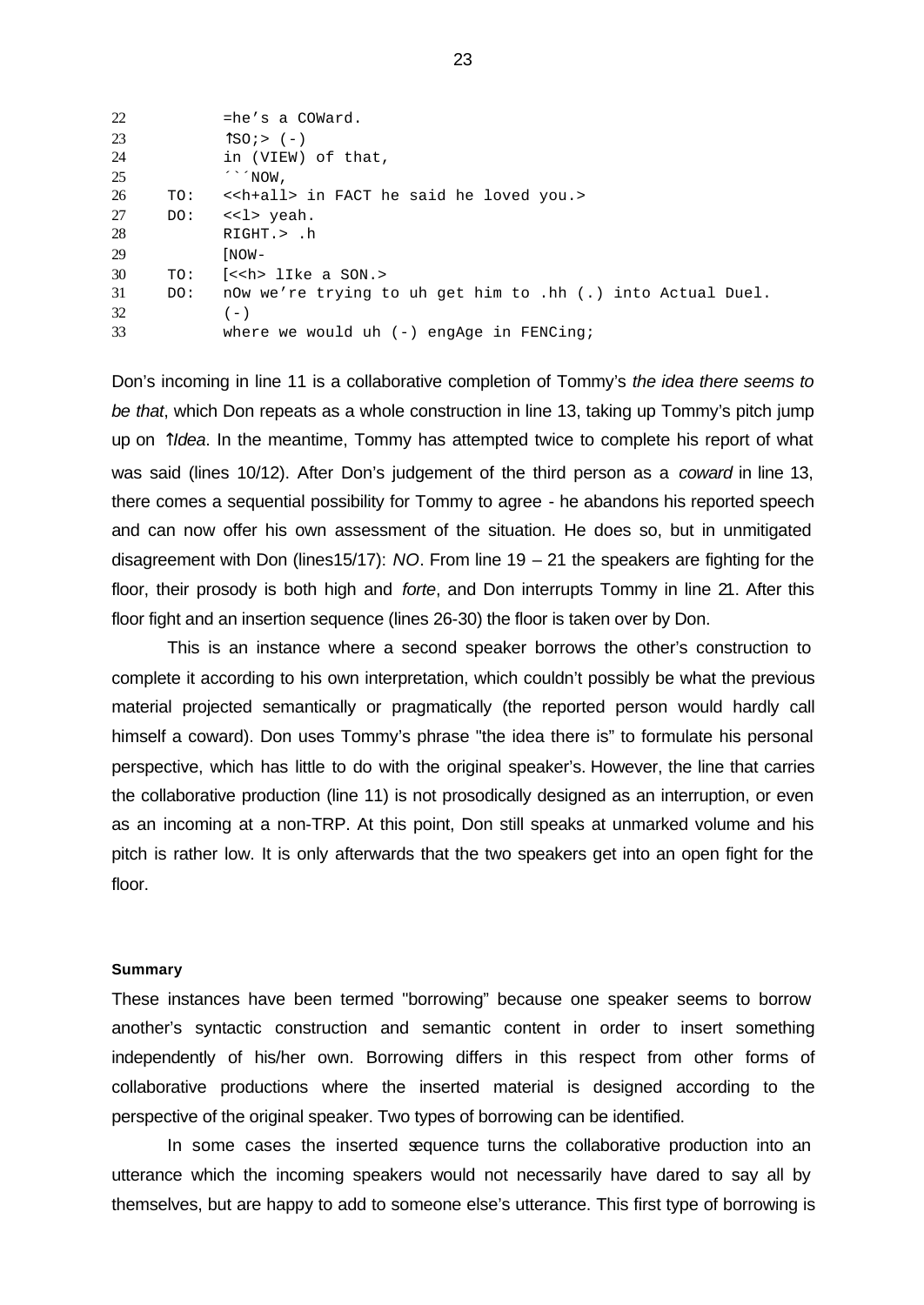```
22          =he's a COWard.
23          ↑SO;> (-)
24          in (VIEW) of that,
25          ´`´NOW,
26    TO:   <<h+all> in FACT he said he loved you.>
27    DO:   <<l> yeah.
28          RIGHT.> .h
29          [NOW-
30    TO:   [<<h> lIke a SON.>
31    DO:   nOw we're trying to uh get him to .hh (.) into Actual Duel.
32          (-)
33          where we would uh (-) engAge in FENCing;
```

Don's incoming in line 11 is a collaborative completion of Tommy's *the idea there seems to be that*, which Don repeats as a whole construction in line 13, taking up Tommy's pitch jump up on ↑*Idea*. In the meantime, Tommy has attempted twice to complete his report of what was said (lines 10/12). After Don's judgement of the third person as a *coward* in line 13, there comes a sequential possibility for Tommy to agree - he abandons his reported speech and can now offer his own assessment of the situation. He does so, but in unmitigated disagreement with Don (lines15/17): *NO*. From line 19 – 21 the speakers are fighting for the floor, their prosody is both high and *forte*, and Don interrupts Tommy in line 21. After this floor fight and an insertion sequence (lines 26-30) the floor is taken over by Don.

This is an instance where a second speaker borrows the other's construction to complete it according to his own interpretation, which couldn't possibly be what the previous material projected semantically or pragmatically (the reported person would hardly call himself a coward). Don uses Tommy's phrase "the idea there is" to formulate his personal perspective, which has little to do with the original speaker's. However, the line that carries the collaborative production (line 11) is not prosodically designed as an interruption, or even as an incoming at a non-TRP. At this point, Don still speaks at unmarked volume and his pitch is rather low. It is only afterwards that the two speakers get into an open fight for the floor.

#### Summary

These instances have been termed "borrowing" because one speaker seems to borrow another's syntactic construction and semantic content in order to insert something independently of his/her own. Borrowing differs in this respect from other forms of collaborative productions where the inserted material is designed according to the perspective of the original speaker. Two types of borrowing can be identified.

In some cases the inserted sequence turns the collaborative production into an utterance which the incoming speakers would not necessarily have dared to say all by themselves, but are happy to add to someone else's utterance. This first type of borrowing is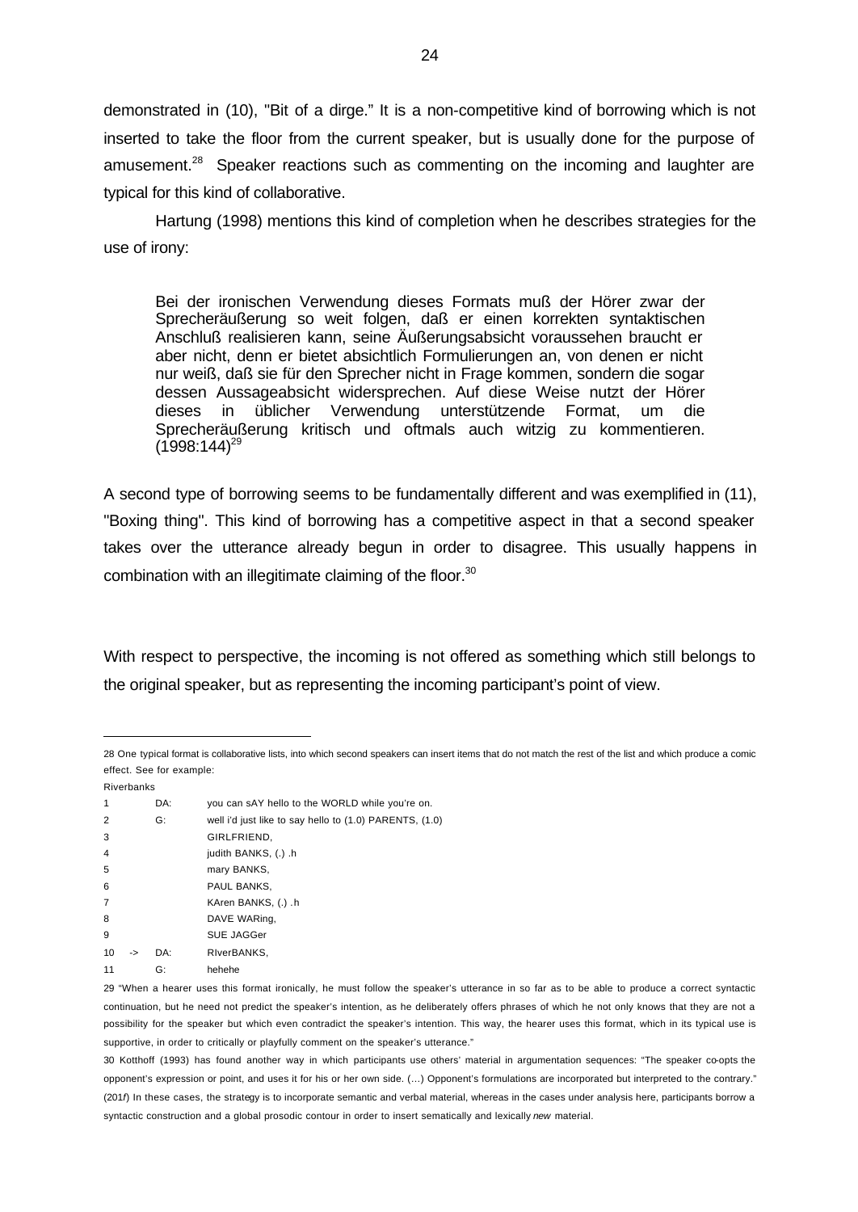demonstrated in (10), "Bit of a dirge." It is a non-competitive kind of borrowing which is not inserted to take the floor from the current speaker, but is usually done for the purpose of amusement.[28] Speaker reactions such as commenting on the incoming and laughter are typical for this kind of collaborative.

Hartung (1998) mentions this kind of completion when he describes strategies for the use of irony:

> Bei der ironischen Verwendung dieses Formats muß der Hörer zwar der Sprecheräußerung so weit folgen, daß er einen korrekten syntaktischen Anschluß realisieren kann, seine Äußerungsabsicht voraussehen braucht er aber nicht, denn er bietet absichtlich Formulierungen an, von denen er nicht nur weiß, daß sie für den Sprecher nicht in Frage kommen, sondern die sogar dessen Aussageabsicht widersprechen. Auf diese Weise nutzt der Hörer dieses in üblicher Verwendung unterstützende Format, um die Sprecheräußerung kritisch und oftmals auch witzig zu kommentieren. (1998:144)[29]

A second type of borrowing seems to be fundamentally different and was exemplified in (11), "Boxing thing". This kind of borrowing has a competitive aspect in that a second speaker takes over the utterance already begun in order to disagree. This usually happens in combination with an illegitimate claiming of the floor.[30]

With respect to perspective, the incoming is not offered as something which still belongs to the original speaker, but as representing the incoming participant's point of view.

---

28 One typical format is collaborative lists, into which second speakers can insert items that do not match the rest of the list and which produce a comic effect. See for example:

Riverbanks

```
1        DA:   you can sAY hello to the WORLD while you're on.
2        G:    well i'd just like to say hello to (1.0) PARENTS, (1.0)
3              GIRLFRIEND,
4              judith BANKS, (.) .h
5              mary BANKS,
6              PAUL BANKS,
7              KAren BANKS, (.) .h
8              DAVE WARing,
9              SUE JAGGer
10  ->   DA:   RIverBANKS,
11       G:    hehehe
```

29 "When a hearer uses this format ironically, he must follow the speaker's utterance in so far as to be able to produce a correct syntactic continuation, but he need not predict the speaker's intention, as he deliberately offers phrases of which he not only knows that they are not a possibility for the speaker but which even contradict the speaker's intention. This way, the hearer uses this format, which in its typical use is supportive, in order to critically or playfully comment on the speaker's utterance."

30 Kotthoff (1993) has found another way in which participants use others' material in argumentation sequences: "The speaker co-opts the opponent's expression or point, and uses it for his or her own side. (...) Opponent's formulations are incorporated but interpreted to the contrary." (201f) In these cases, the strategy is to incorporate semantic and verbal material, whereas in the cases under analysis here, participants borrow a syntactic construction and a global prosodic contour in order to insert sematically and lexically *new* material.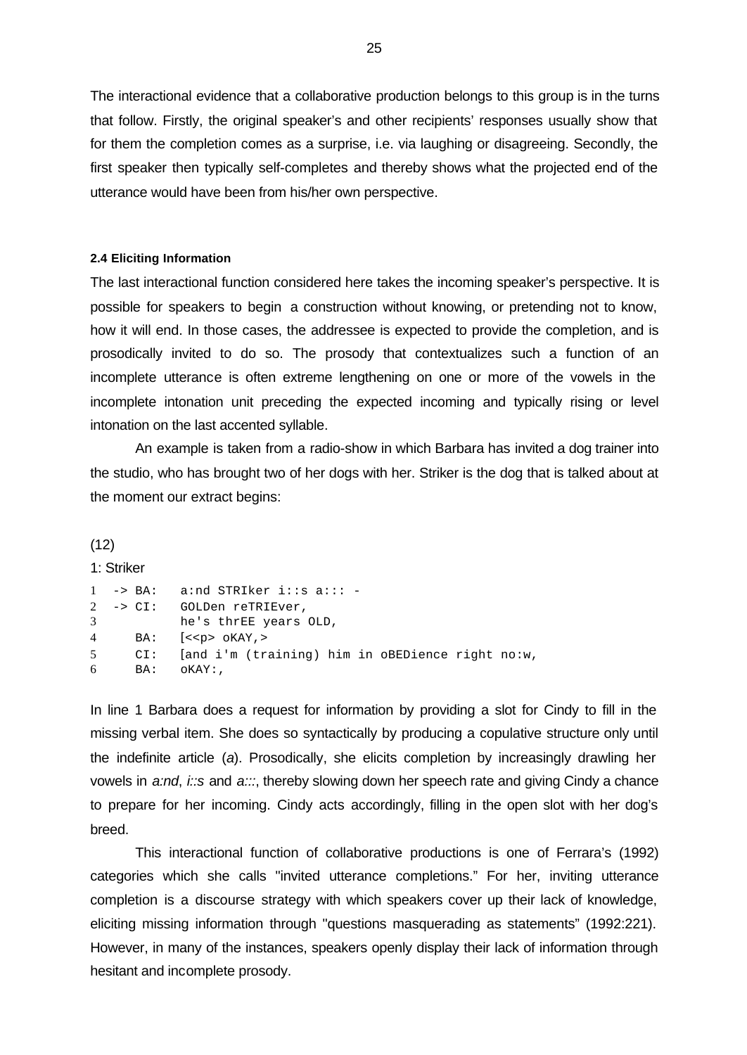The interactional evidence that a collaborative production belongs to this group is in the turns that follow. Firstly, the original speaker's and other recipients' responses usually show that for them the completion comes as a surprise, i.e. via laughing or disagreeing. Secondly, the first speaker then typically self-completes and thereby shows what the projected end of the utterance would have been from his/her own perspective.

#### 2.4 Eliciting Information

The last interactional function considered here takes the incoming speaker's perspective. It is possible for speakers to begin a construction without knowing, or pretending not to know, how it will end. In those cases, the addressee is expected to provide the completion, and is prosodically invited to do so. The prosody that contextualizes such a function of an incomplete utterance is often extreme lengthening on one or more of the vowels in the incomplete intonation unit preceding the expected incoming and typically rising or level intonation on the last accented syllable.

An example is taken from a radio-show in which Barbara has invited a dog trainer into the studio, who has brought two of her dogs with her. Striker is the dog that is talked about at the moment our extract begins:

(12)

1: Striker

```
1  -> BA:   a:nd STRIker i::s a::: -
2  -> CI:   GOLDen reTRIEver,
3           he's thrEE years OLD,
4     BA:   [<<p> oKAY,>
5     CI:   [and i'm (training) him in oBEDience right no:w,
6     BA:   oKAY:,
```

In line 1 Barbara does a request for information by providing a slot for Cindy to fill in the missing verbal item. She does so syntactically by producing a copulative structure only until the indefinite article (*a*). Prosodically, she elicits completion by increasingly drawling her vowels in *a:nd*, *i::s* and *a:::*, thereby slowing down her speech rate and giving Cindy a chance to prepare for her incoming. Cindy acts accordingly, filling in the open slot with her dog's breed.

This interactional function of collaborative productions is one of Ferrara's (1992) categories which she calls "invited utterance completions." For her, inviting utterance completion is a discourse strategy with which speakers cover up their lack of knowledge, eliciting missing information through "questions masquerading as statements" (1992:221). However, in many of the instances, speakers openly display their lack of information through hesitant and incomplete prosody.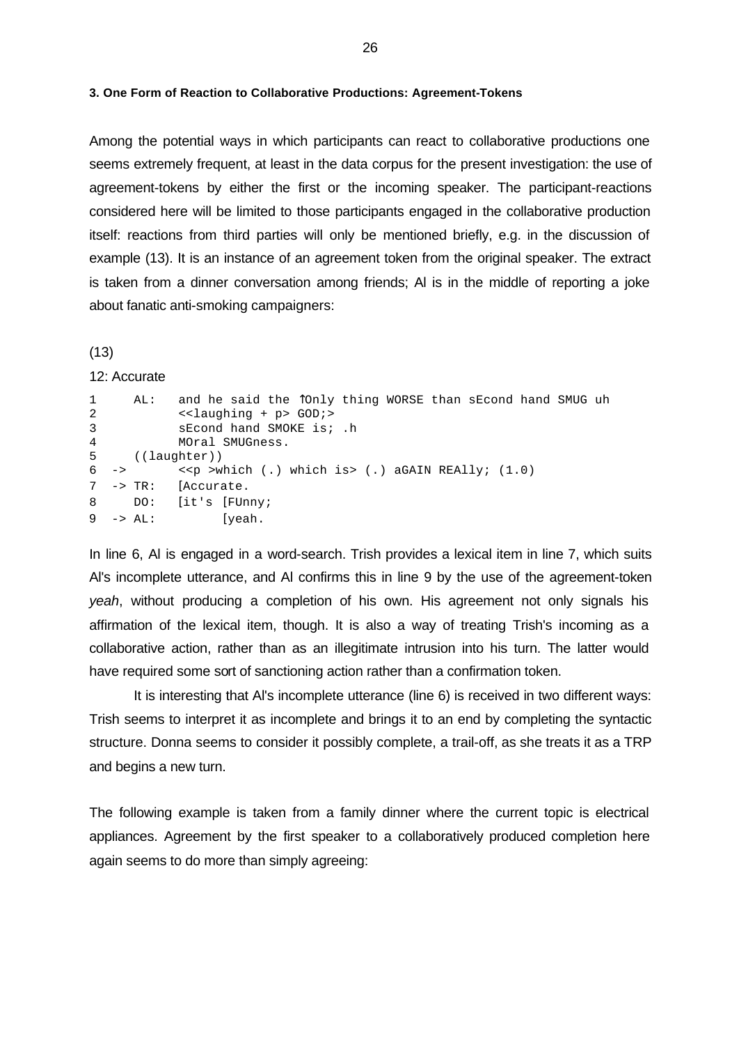### 3. One Form of Reaction to Collaborative Productions: Agreement-Tokens

Among the potential ways in which participants can react to collaborative productions one seems extremely frequent, at least in the data corpus for the present investigation: the use of agreement-tokens by either the first or the incoming speaker. The participant-reactions considered here will be limited to those participants engaged in the collaborative production itself: reactions from third parties will only be mentioned briefly, e.g. in the discussion of example (13). It is an instance of an agreement token from the original speaker. The extract is taken from a dinner conversation among friends; Al is in the middle of reporting a joke about fanatic anti-smoking campaigners:

(13)

12: Accurate

```
1      AL:   and he said the ↑Only thing WORSE than sEcond hand SMUG uh
2            <<laughing + p> GOD;>
3            sEcond hand SMOKE is; .h
4            MOral SMUGness.
5      ((laughter))
6  ->        <<p >which (.) which is> (.) aGAIN REAlly; (1.0)
7  -> TR:   [Accurate.
8      DO:   [it's [FUnny;
9  -> AL:          [yeah.
```

In line 6, Al is engaged in a word-search. Trish provides a lexical item in line 7, which suits Al's incomplete utterance, and Al confirms this in line 9 by the use of the agreement-token *yeah*, without producing a completion of his own. His agreement not only signals his affirmation of the lexical item, though. It is also a way of treating Trish's incoming as a collaborative action, rather than as an illegitimate intrusion into his turn. The latter would have required some sort of sanctioning action rather than a confirmation token.

It is interesting that Al's incomplete utterance (line 6) is received in two different ways: Trish seems to interpret it as incomplete and brings it to an end by completing the syntactic structure. Donna seems to consider it possibly complete, a trail-off, as she treats it as a TRP and begins a new turn.

The following example is taken from a family dinner where the current topic is electrical appliances. Agreement by the first speaker to a collaboratively produced completion here again seems to do more than simply agreeing: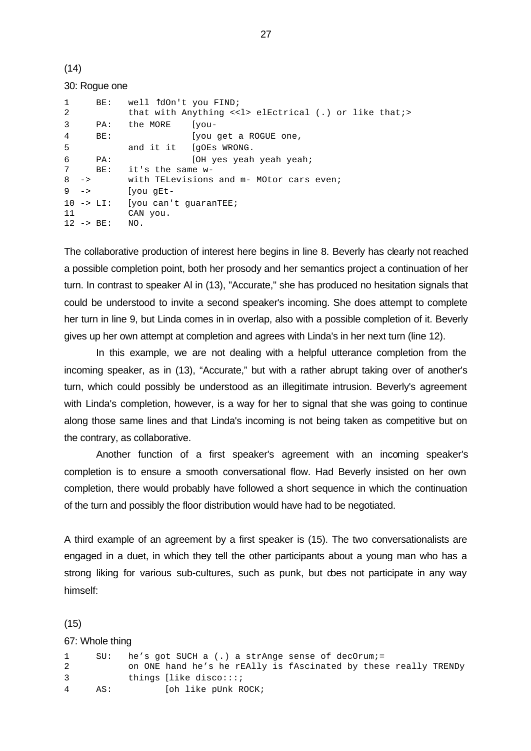(14)

30: Rogue one

```
1      BE:   well ↑dOn't you FIND;
2            that with Anything <<l> elEctrical (.) or like that;>
3      PA:   the MORE    [you-
4      BE:               [you get a ROGUE one,
5            and it it   [gOEs WRONG.
6      PA:               [OH yes yeah yeah yeah;
7      BE:   it's the same w-
8  ->        with TELevisions and m- MOtor cars even;
9  ->        [you gEt-
10 -> LI:    [you can't guaranTEE;
11           CAN you.
12 -> BE:    NO.
```

The collaborative production of interest here begins in line 8. Beverly has clearly not reached a possible completion point, both her prosody and her semantics project a continuation of her turn. In contrast to speaker Al in (13), "Accurate," she has produced no hesitation signals that could be understood to invite a second speaker's incoming. She does attempt to complete her turn in line 9, but Linda comes in in overlap, also with a possible completion of it. Beverly gives up her own attempt at completion and agrees with Linda's in her next turn (line 12).

In this example, we are not dealing with a helpful utterance completion from the incoming speaker, as in (13), "Accurate," but with a rather abrupt taking over of another's turn, which could possibly be understood as an illegitimate intrusion. Beverly's agreement with Linda's completion, however, is a way for her to signal that she was going to continue along those same lines and that Linda's incoming is not being taken as competitive but on the contrary, as collaborative.

Another function of a first speaker's agreement with an incoming speaker's completion is to ensure a smooth conversational flow. Had Beverly insisted on her own completion, there would probably have followed a short sequence in which the continuation of the turn and possibly the floor distribution would have had to be negotiated.

A third example of an agreement by a first speaker is (15). The two conversationalists are engaged in a duet, in which they tell the other participants about a young man who has a strong liking for various sub-cultures, such as punk, but does not participate in any way himself:

(15)

67: Whole thing

```
1      SU:   he's got SUCH a (.) a strAnge sense of decOrum;=
2            on ONE hand he's he rEAlly is fAscinated by these really TRENDy
3            things [like disco:::;
4      AS:          [oh like pUnk ROCK;
```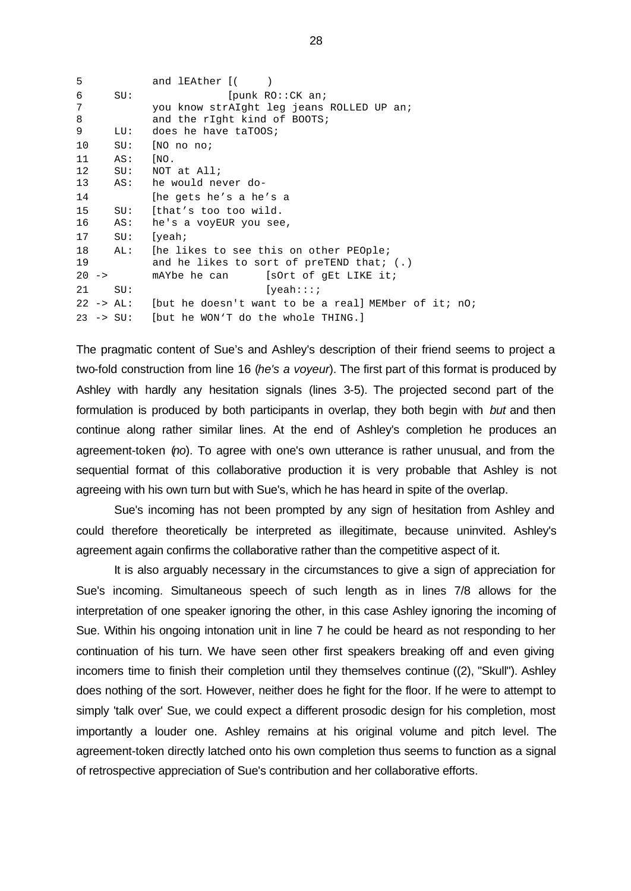```
5            and lEAther [(      )
6     SU:                 [punk RO::CK an;
7            you know strAIght leg jeans ROLLED UP an;
8            and the rIght kind of BOOTS;
9     LU:    does he have taTOOS;
10    SU:    [NO no no;
11    AS:    [NO.
12    SU:    NOT at All;
13    AS:    he would never do-
14           [he gets he's a he's a
15    SU:    [that's too too wild.
16    AS:    he's a voyEUR you see,
17    SU:    [yeah;
18    AL:    [he likes to see this on other PEOple;
19           and he likes to sort of preTEND that; (.)
20 ->        mAYbe he can       [sOrt of gEt LIKE it;
21    SU:                       [yeah:::;
22 -> AL:    [but he doesn't want to be a real] MEMber of it; nO;
23 -> SU:    [but he WON'T do the whole THING.]
```

The pragmatic content of Sue's and Ashley's description of their friend seems to project a two-fold construction from line 16 (*he's a voyeur*). The first part of this format is produced by Ashley with hardly any hesitation signals (lines 3-5). The projected second part of the formulation is produced by both participants in overlap, they both begin with *but* and then continue along rather similar lines. At the end of Ashley's completion he produces an agreement-token (*no*). To agree with one's own utterance is rather unusual, and from the sequential format of this collaborative production it is very probable that Ashley is not agreeing with his own turn but with Sue's, which he has heard in spite of the overlap.

Sue's incoming has not been prompted by any sign of hesitation from Ashley and could therefore theoretically be interpreted as illegitimate, because uninvited. Ashley's agreement again confirms the collaborative rather than the competitive aspect of it.

It is also arguably necessary in the circumstances to give a sign of appreciation for Sue's incoming. Simultaneous speech of such length as in lines 7/8 allows for the interpretation of one speaker ignoring the other, in this case Ashley ignoring the incoming of Sue. Within his ongoing intonation unit in line 7 he could be heard as not responding to her continuation of his turn. We have seen other first speakers breaking off and even giving incomers time to finish their completion until they themselves continue ((2), "Skull"). Ashley does nothing of the sort. However, neither does he fight for the floor. If he were to attempt to simply 'talk over' Sue, we could expect a different prosodic design for his completion, most importantly a louder one. Ashley remains at his original volume and pitch level. The agreement-token directly latched onto his own completion thus seems to function as a signal of retrospective appreciation of Sue's contribution and her collaborative efforts.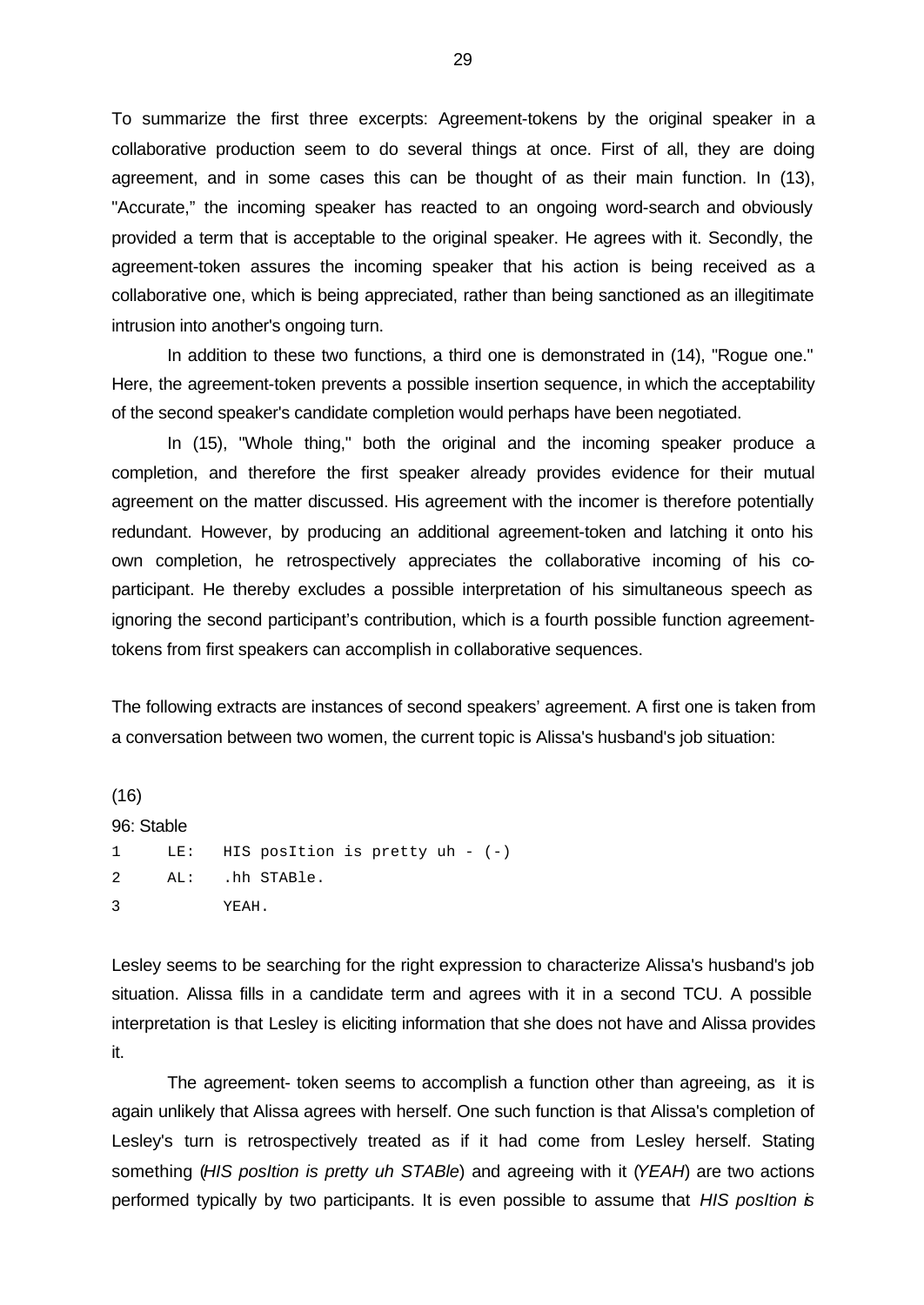To summarize the first three excerpts: Agreement-tokens by the original speaker in a collaborative production seem to do several things at once. First of all, they are doing agreement, and in some cases this can be thought of as their main function. In (13), "Accurate," the incoming speaker has reacted to an ongoing word-search and obviously provided a term that is acceptable to the original speaker. He agrees with it. Secondly, the agreement-token assures the incoming speaker that his action is being received as a collaborative one, which is being appreciated, rather than being sanctioned as an illegitimate intrusion into another's ongoing turn.

In addition to these two functions, a third one is demonstrated in (14), "Rogue one." Here, the agreement-token prevents a possible insertion sequence, in which the acceptability of the second speaker's candidate completion would perhaps have been negotiated.

In (15), "Whole thing," both the original and the incoming speaker produce a completion, and therefore the first speaker already provides evidence for their mutual agreement on the matter discussed. His agreement with the incomer is therefore potentially redundant. However, by producing an additional agreement-token and latching it onto his own completion, he retrospectively appreciates the collaborative incoming of his co-participant. He thereby excludes a possible interpretation of his simultaneous speech as ignoring the second participant's contribution, which is a fourth possible function agreement-tokens from first speakers can accomplish in collaborative sequences.

The following extracts are instances of second speakers' agreement. A first one is taken from a conversation between two women, the current topic is Alissa's husband's job situation:

(16)

96: Stable

```
1    LE:   HIS posItion is pretty uh - (-)
2    AL:   .hh STABle.
3          YEAH.
```

Lesley seems to be searching for the right expression to characterize Alissa's husband's job situation. Alissa fills in a candidate term and agrees with it in a second TCU. A possible interpretation is that Lesley is eliciting information that she does not have and Alissa provides it.

The agreement- token seems to accomplish a function other than agreeing, as it is again unlikely that Alissa agrees with herself. One such function is that Alissa's completion of Lesley's turn is retrospectively treated as if it had come from Lesley herself. Stating something (*HIS posItion is pretty uh STABle*) and agreeing with it (*YEAH*) are two actions performed typically by two participants. It is even possible to assume that *HIS posItion is*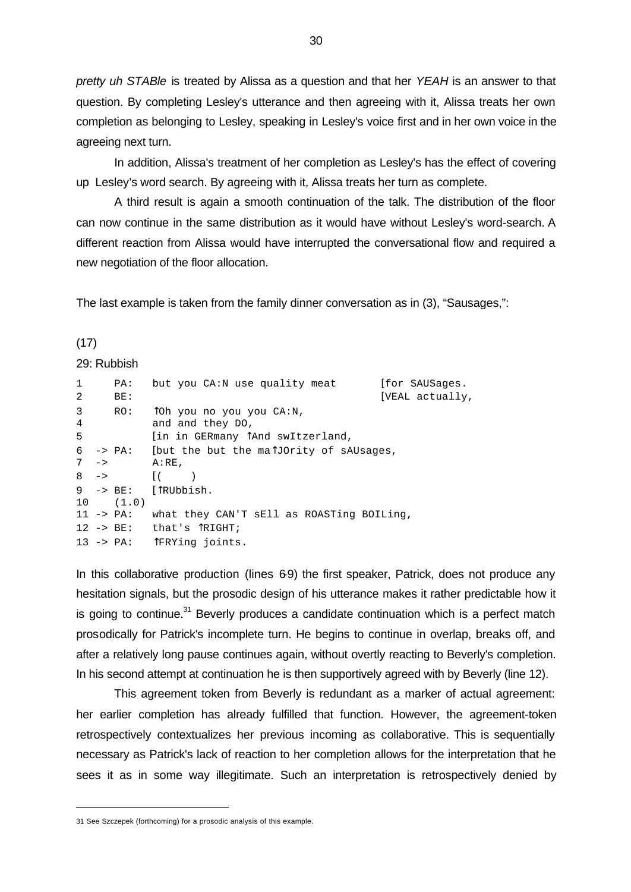*pretty uh STABle* is treated by Alissa as a question and that her *YEAH* is an answer to that question. By completing Lesley's utterance and then agreeing with it, Alissa treats her own completion as belonging to Lesley, speaking in Lesley's voice first and in her own voice in the agreeing next turn.

In addition, Alissa's treatment of her completion as Lesley's has the effect of covering up Lesley's word search. By agreeing with it, Alissa treats her turn as complete.

A third result is again a smooth continuation of the talk. The distribution of the floor can now continue in the same distribution as it would have without Lesley's word-search. A different reaction from Alissa would have interrupted the conversational flow and required a new negotiation of the floor allocation.

The last example is taken from the family dinner conversation as in (3), "Sausages,":

(17)

29: Rubbish

```
1      PA:   but you CA:N use quality meat       [for SAUSages.
2      BE:                                       [VEAL actually,
3      RO:   ↑Oh you no you you CA:N,
4            and and they DO,
5            [in in GERmany ↑And swItzerland,
6  -> PA:    [but the but the ma↑JOrity of sAUsages,
7  ->        A:RE,
8  ->        [(      )
9  -> BE:    [↑RUbbish.
10    (1.0)
11 -> PA:    what they CAN'T sEll as ROASTing BOILing,
12 -> BE:    that's ↑RIGHT;
13 -> PA:    ↑FRYing joints.
```

In this collaborative production (lines 6-9) the first speaker, Patrick, does not produce any hesitation signals, but the prosodic design of his utterance makes it rather predictable how it is going to continue.[31] Beverly produces a candidate continuation which is a perfect match prosodically for Patrick's incomplete turn. He begins to continue in overlap, breaks off, and after a relatively long pause continues again, without overtly reacting to Beverly's completion. In his second attempt at continuation he is then supportively agreed with by Beverly (line 12).

This agreement token from Beverly is redundant as a marker of actual agreement: her earlier completion has already fulfilled that function. However, the agreement-token retrospectively contextualizes her previous incoming as collaborative. This is sequentially necessary as Patrick's lack of reaction to her completion allows for the interpretation that he sees it as in some way illegitimate. Such an interpretation is retrospectively denied by

---

31 See Szczepek (forthcoming) for a prosodic analysis of this example.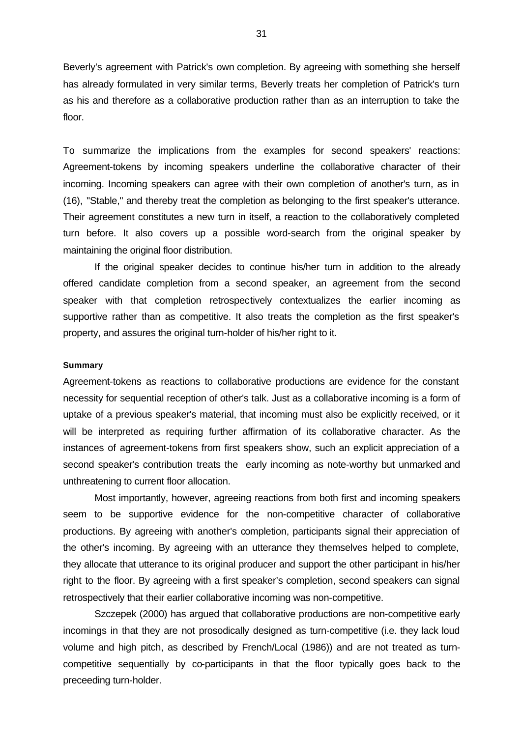Beverly's agreement with Patrick's own completion. By agreeing with something she herself has already formulated in very similar terms, Beverly treats her completion of Patrick's turn as his and therefore as a collaborative production rather than as an interruption to take the floor.

To summarize the implications from the examples for second speakers' reactions: Agreement-tokens by incoming speakers underline the collaborative character of their incoming. Incoming speakers can agree with their own completion of another's turn, as in (16), "Stable," and thereby treat the completion as belonging to the first speaker's utterance. Their agreement constitutes a new turn in itself, a reaction to the collaboratively completed turn before. It also covers up a possible word-search from the original speaker by maintaining the original floor distribution.

If the original speaker decides to continue his/her turn in addition to the already offered candidate completion from a second speaker, an agreement from the second speaker with that completion retrospectively contextualizes the earlier incoming as supportive rather than as competitive. It also treats the completion as the first speaker's property, and assures the original turn-holder of his/her right to it.

#### Summary

Agreement-tokens as reactions to collaborative productions are evidence for the constant necessity for sequential reception of other's talk. Just as a collaborative incoming is a form of uptake of a previous speaker's material, that incoming must also be explicitly received, or it will be interpreted as requiring further affirmation of its collaborative character. As the instances of agreement-tokens from first speakers show, such an explicit appreciation of a second speaker's contribution treats the early incoming as note-worthy but unmarked and unthreatening to current floor allocation.

Most importantly, however, agreeing reactions from both first and incoming speakers seem to be supportive evidence for the non-competitive character of collaborative productions. By agreeing with another's completion, participants signal their appreciation of the other's incoming. By agreeing with an utterance they themselves helped to complete, they allocate that utterance to its original producer and support the other participant in his/her right to the floor. By agreeing with a first speaker's completion, second speakers can signal retrospectively that their earlier collaborative incoming was non-competitive.

Szczepek (2000) has argued that collaborative productions are non-competitive early incomings in that they are not prosodically designed as turn-competitive (i.e. they lack loud volume and high pitch, as described by French/Local (1986)) and are not treated as turn-competitive sequentially by co-participants in that the floor typically goes back to the preceeding turn-holder.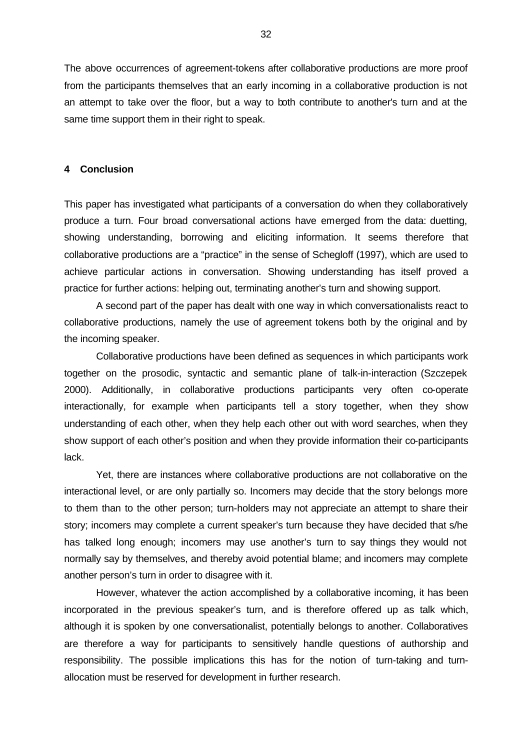The above occurrences of agreement-tokens after collaborative productions are more proof from the participants themselves that an early incoming in a collaborative production is not an attempt to take over the floor, but a way to both contribute to another's turn and at the same time support them in their right to speak.

## 4 Conclusion

This paper has investigated what participants of a conversation do when they collaboratively produce a turn. Four broad conversational actions have emerged from the data: duetting, showing understanding, borrowing and eliciting information. It seems therefore that collaborative productions are a "practice" in the sense of Schegloff (1997), which are used to achieve particular actions in conversation. Showing understanding has itself proved a practice for further actions: helping out, terminating another's turn and showing support.

A second part of the paper has dealt with one way in which conversationalists react to collaborative productions, namely the use of agreement tokens both by the original and by the incoming speaker.

Collaborative productions have been defined as sequences in which participants work together on the prosodic, syntactic and semantic plane of talk-in-interaction (Szczepek 2000). Additionally, in collaborative productions participants very often co-operate interactionally, for example when participants tell a story together, when they show understanding of each other, when they help each other out with word searches, when they show support of each other's position and when they provide information their co-participants lack.

Yet, there are instances where collaborative productions are not collaborative on the interactional level, or are only partially so. Incomers may decide that the story belongs more to them than to the other person; turn-holders may not appreciate an attempt to share their story; incomers may complete a current speaker's turn because they have decided that s/he has talked long enough; incomers may use another's turn to say things they would not normally say by themselves, and thereby avoid potential blame; and incomers may complete another person's turn in order to disagree with it.

However, whatever the action accomplished by a collaborative incoming, it has been incorporated in the previous speaker's turn, and is therefore offered up as talk which, although it is spoken by one conversationalist, potentially belongs to another. Collaboratives are therefore a way for participants to sensitively handle questions of authorship and responsibility. The possible implications this has for the notion of turn-taking and turn-allocation must be reserved for development in further research.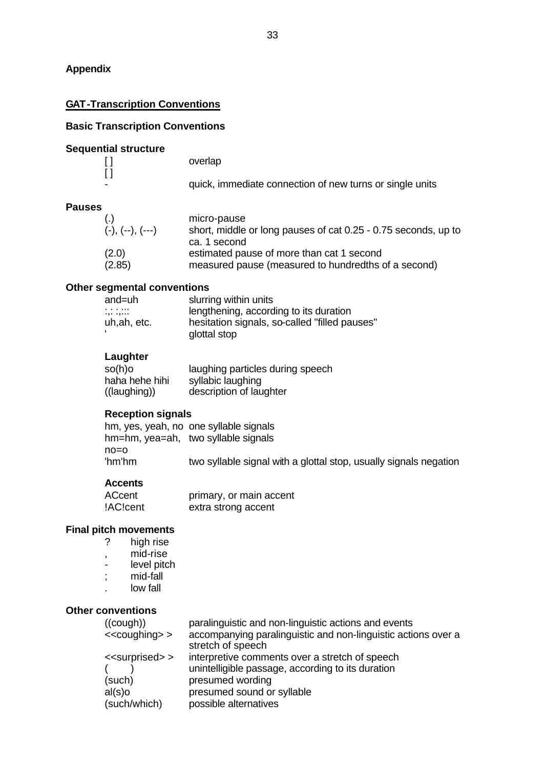**Appendix**

## GAT-Transcription Conventions

### Basic Transcription Conventions

**Sequential structure**

| | |
|---|---|
| [ ]<br>[ ] | overlap |
| - | quick, immediate connection of new turns or single units |

**Pauses**

| | |
|---|---|
| (.) | micro-pause |
| (-), (--), (---) | short, middle or long pauses of cat 0.25 - 0.75 seconds, up to ca. 1 second |
| (2.0) | estimated pause of more than cat 1 second |
| (2.85) | measured pause (measured to hundredths of a second) |

**Other segmental conventions**

| | |
|---|---|
| and=uh | slurring within units |
| :,: :,::: | lengthening, according to its duration |
| uh,ah, etc. | hesitation signals, so-called "filled pauses" |
| ' | glottal stop |

**Laughter**

| | |
|---|---|
| so(h)o | laughing particles during speech |
| haha hehe hihi | syllabic laughing |
| ((laughing)) | description of laughter |

**Reception signals**

| | |
|---|---|
| hm, yes, yeah, no | one syllable signals |
| hm=hm, yea=ah, no=o | two syllable signals |
| 'hm'hm | two syllable signal with a glottal stop, usually signals negation |

**Accents**

| | |
|---|---|
| ACcent | primary, or main accent |
| !AC!cent | extra strong accent |

**Final pitch movements**

| | |
|---|---|
| ? | high rise |
| , | mid-rise |
| - | level pitch |
| ; | mid-fall |
| . | low fall |

**Other conventions**

| | |
|---|---|
| ((cough)) | paralinguistic and non-linguistic actions and events |
| <<coughing> > | accompanying paralinguistic and non-linguistic actions over a stretch of speech |
| <<surprised> > | interpretive comments over a stretch of speech |
| (   ) | unintelligible passage, according to its duration |
| (such) | presumed wording |
| al(s)o | presumed sound or syllable |
| (such/which) | possible alternatives |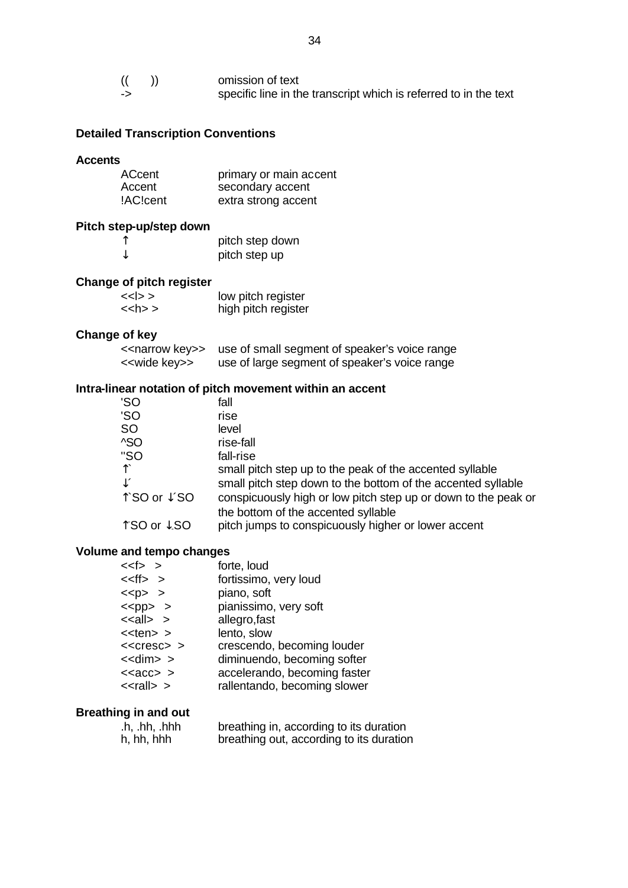| | |
|---|---|
| (( )) | omission of text |
| -> | specific line in the transcript which is referred to in the text |

## Detailed Transcription Conventions

### Accents

| | |
|---|---|
| ACcent | primary or main accent |
| Accent | secondary accent |
| !AC!cent | extra strong accent |

### Pitch step-up/step down

| | |
|---|---|
| ↑ | pitch step down |
| ↓ | pitch step up |

### Change of pitch register

| | |
|---|---|
| <<l> > | low pitch register |
| <<h> > | high pitch register |

### Change of key

| | |
|---|---|
| <<narrow key>> | use of small segment of speaker's voice range |
| <<wide key>> | use of large segment of speaker's voice range |

### Intra-linear notation of pitch movement within an accent

| | |
|---|---|
| 'SO | fall |
| 'SO | rise |
| SO | level |
| ^SO | rise-fall |
| "SO | fall-rise |
| ↑` | small pitch step up to the peak of the accented syllable |
| ↓´ | small pitch step down to the bottom of the accented syllable |
| ↑`SO or ↓´SO | conspicuously high or low pitch step up or down to the peak or the bottom of the accented syllable |
| ↑SO or ↓SO | pitch jumps to conspicuously higher or lower accent |

### Volume and tempo changes

| | |
|---|---|
| <<f> > | forte, loud |
| <<ff> > | fortissimo, very loud |
| <<p> > | piano, soft |
| <<pp> > | pianissimo, very soft |
| <<all> > | allegro,fast |
| <<ten> > | lento, slow |
| <<cresc> > | crescendo, becoming louder |
| <<dim> > | diminuendo, becoming softer |
| <<acc> > | accelerando, becoming faster |
| <<rall> > | rallentando, becoming slower |

### Breathing in and out

| | |
|---|---|
| .h, .hh, .hhh | breathing in, according to its duration |
| h, hh, hhh | breathing out, according to its duration |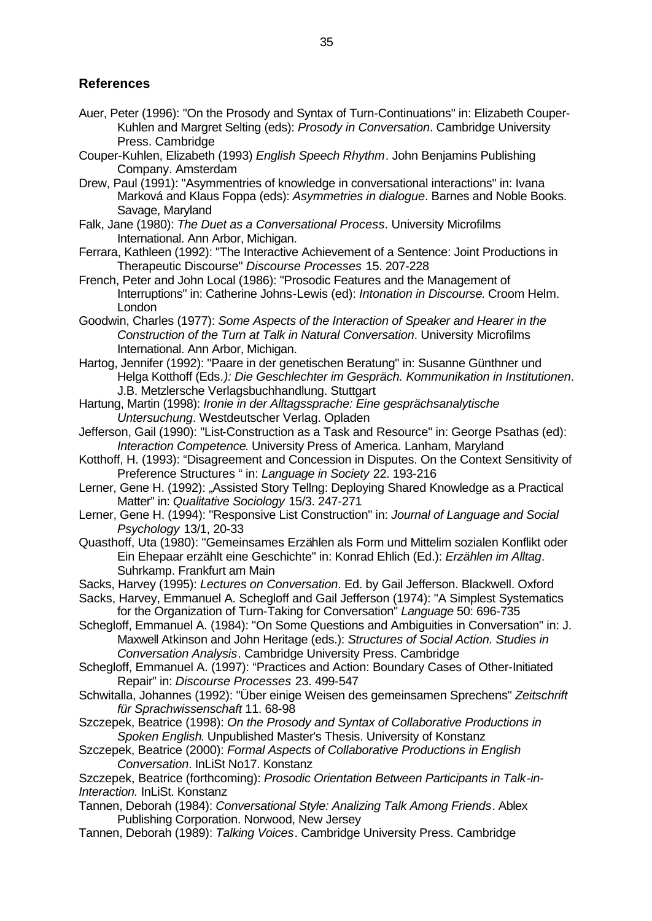## References

Auer, Peter (1996): "On the Prosody and Syntax of Turn-Continuations" in: Elizabeth Couper-Kuhlen and Margret Selting (eds): *Prosody in Conversation*. Cambridge University Press. Cambridge

Couper-Kuhlen, Elizabeth (1993) *English Speech Rhythm*. John Benjamins Publishing Company. Amsterdam

Drew, Paul (1991): "Asymmentries of knowledge in conversational interactions" in: Ivana Marková and Klaus Foppa (eds): *Asymmetries in dialogue*. Barnes and Noble Books. Savage, Maryland

Falk, Jane (1980): *The Duet as a Conversational Process*. University Microfilms International. Ann Arbor, Michigan.

Ferrara, Kathleen (1992): "The Interactive Achievement of a Sentence: Joint Productions in Therapeutic Discourse" *Discourse Processes* 15. 207-228

French, Peter and John Local (1986): "Prosodic Features and the Management of Interruptions" in: Catherine Johns-Lewis (ed): *Intonation in Discourse*. Croom Helm. London

Goodwin, Charles (1977): *Some Aspects of the Interaction of Speaker and Hearer in the Construction of the Turn at Talk in Natural Conversation*. University Microfilms International. Ann Arbor, Michigan.

Hartog, Jennifer (1992): "Paare in der genetischen Beratung" in: Susanne Günthner und Helga Kotthoff (Eds.*): Die Geschlechter im Gespräch. Kommunikation in Institutionen*. J.B. Metzlersche Verlagsbuchhandlung. Stuttgart

Hartung, Martin (1998): *Ironie in der Alltagssprache: Eine gesprächsanalytische Untersuchung*. Westdeutscher Verlag. Opladen

Jefferson, Gail (1990): "List-Construction as a Task and Resource" in: George Psathas (ed): *Interaction Competence*. University Press of America. Lanham, Maryland

Kotthoff, H. (1993): "Disagreement and Concession in Disputes. On the Context Sensitivity of Preference Structures " in: *Language in Society* 22. 193-216

Lerner, Gene H. (1992): „Assisted Story Tellng: Deploying Shared Knowledge as a Practical Matter" in: *Qualitative Sociology* 15/3. 247-271

Lerner, Gene H. (1994): "Responsive List Construction" in: *Journal of Language and Social Psychology* 13/1, 20-33

Quasthoff, Uta (1980): "Gemeinsames Erzählen als Form und Mittelim sozialen Konflikt oder Ein Ehepaar erzählt eine Geschichte" in: Konrad Ehlich (Ed.): *Erzählen im Alltag*. Suhrkamp. Frankfurt am Main

Sacks, Harvey (1995): *Lectures on Conversation*. Ed. by Gail Jefferson. Blackwell. Oxford

Sacks, Harvey, Emmanuel A. Schegloff and Gail Jefferson (1974): "A Simplest Systematics for the Organization of Turn-Taking for Conversation" *Language* 50: 696-735

Schegloff, Emmanuel A. (1984): "On Some Questions and Ambiguities in Conversation" in: J. Maxwell Atkinson and John Heritage (eds.): *Structures of Social Action. Studies in Conversation Analysis*. Cambridge University Press. Cambridge

Schegloff, Emmanuel A. (1997): "Practices and Action: Boundary Cases of Other-Initiated Repair" in: *Discourse Processes* 23. 499-547

Schwitalla, Johannes (1992): "Über einige Weisen des gemeinsamen Sprechens" *Zeitschrift für Sprachwissenschaft* 11. 68-98

Szczepek, Beatrice (1998): *On the Prosody and Syntax of Collaborative Productions in Spoken English.* Unpublished Master's Thesis. University of Konstanz

Szczepek, Beatrice (2000): *Formal Aspects of Collaborative Productions in English Conversation*. InLiSt No17. Konstanz

Szczepek, Beatrice (forthcoming): *Prosodic Orientation Between Participants in Talk-in-Interaction.* InLiSt. Konstanz

Tannen, Deborah (1984): *Conversational Style: Analizing Talk Among Friends*. Ablex Publishing Corporation. Norwood, New Jersey

Tannen, Deborah (1989): *Talking Voices*. Cambridge University Press. Cambridge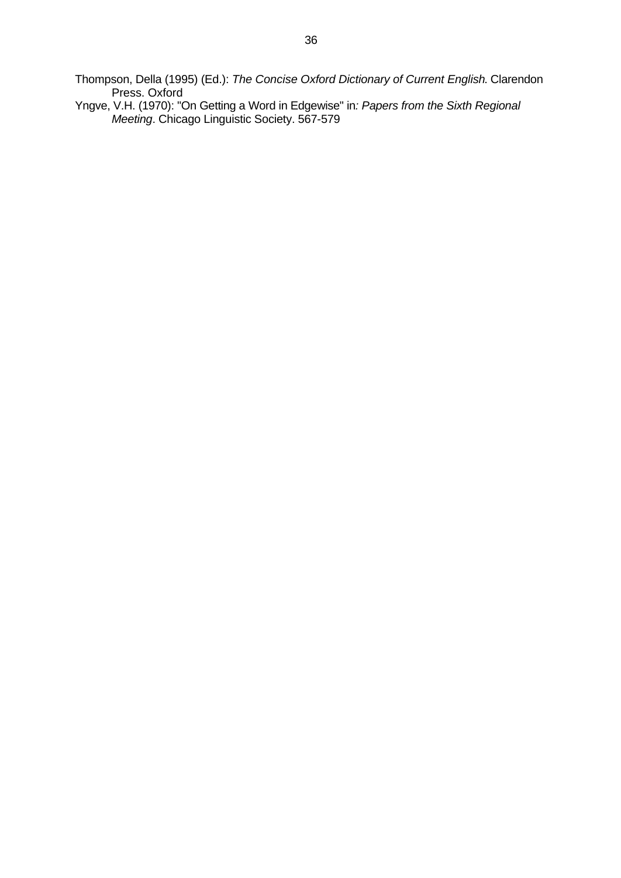Thompson, Della (1995) (Ed.): *The Concise Oxford Dictionary of Current English*. Clarendon Press. Oxford

Yngve, V.H. (1970): "On Getting a Word in Edgewise" in*: Papers from the Sixth Regional Meeting*. Chicago Linguistic Society. 567-579